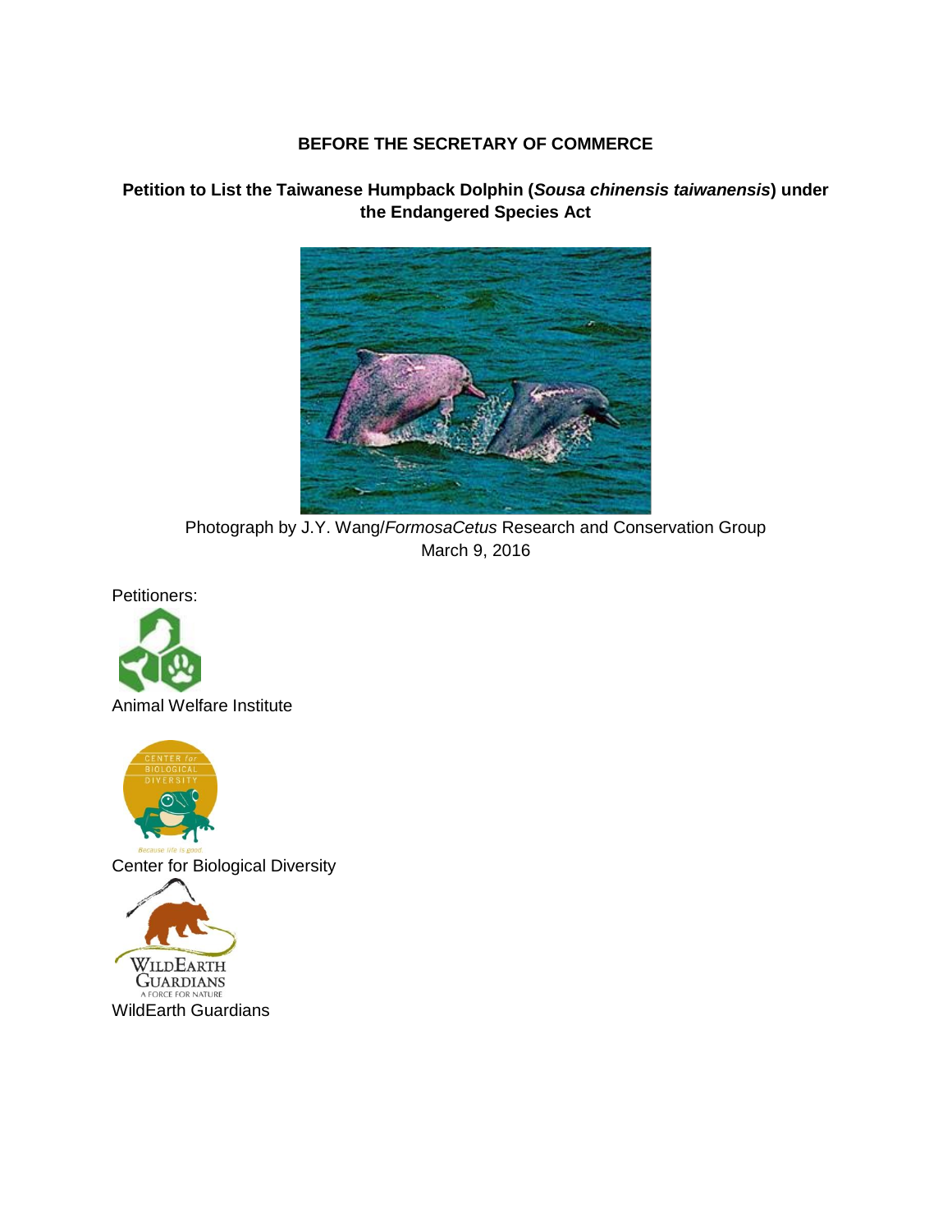**BEFORE THE SECRETARY OF COMMERCE**

**Petition to List the Taiwanese Humpback Dolphin (*Sousa chinensis taiwanensis*) under the Endangered Species Act**

Photograph by J.Y. Wang/*FormosaCetus* Research and Conservation Group
March 9, 2016

Petitioners:

Animal Welfare Institute

Center for Biological Diversity

WildEarth Guardians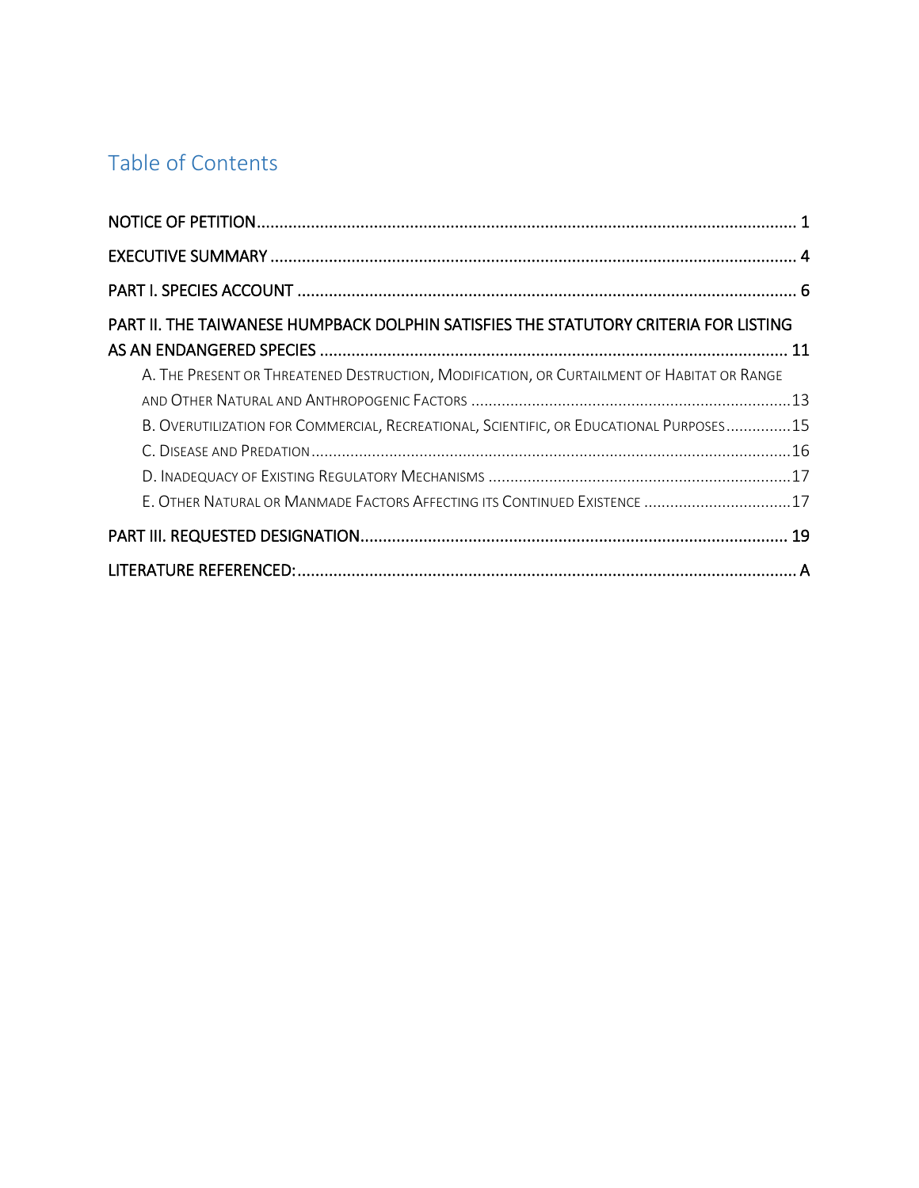## Table of Contents

NOTICE OF PETITION ........................................................................................................ 1

EXECUTIVE SUMMARY ..................................................................................................... 4

PART I. SPECIES ACCOUNT ............................................................................................. 6

PART II. THE TAIWANESE HUMPBACK DOLPHIN SATISFIES THE STATUTORY CRITERIA FOR LISTING AS AN ENDANGERED SPECIES ........................................................................................ 11

- A. The Present or Threatened Destruction, Modification, or Curtailment of Habitat or Range and Other Natural and Anthropogenic Factors ........................................................................ 13
- B. Overutilization for Commercial, Recreational, Scientific, or Educational Purposes ............... 15
- C. Disease and Predation ........................................................................................................ 16
- D. Inadequacy of Existing Regulatory Mechanisms ................................................................ 17
- E. Other Natural or Manmade Factors Affecting its Continued Existence ................................ 17

PART III. REQUESTED DESIGNATION ............................................................................... 19

LITERATURE REFERENCED: ............................................................................................... A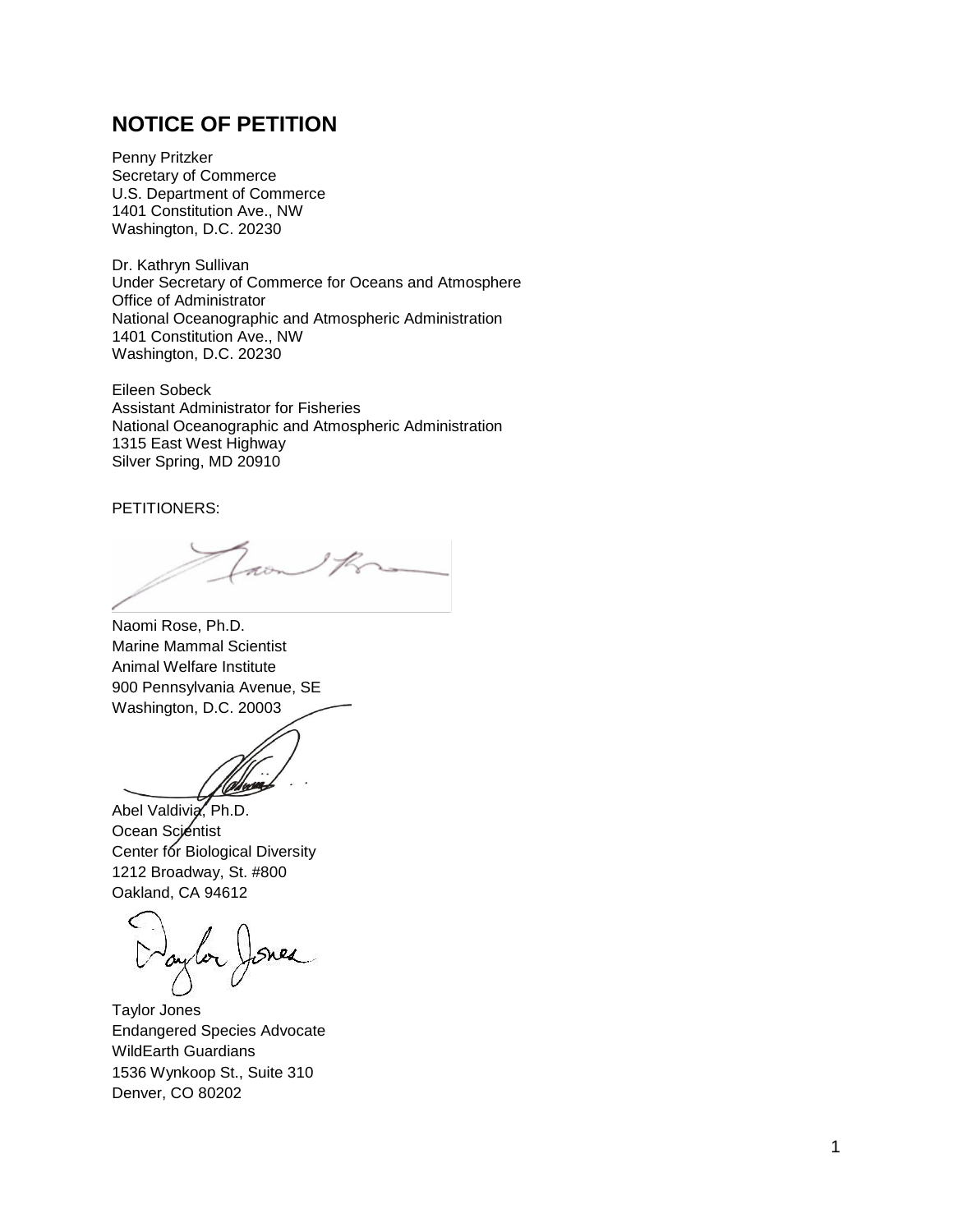## NOTICE OF PETITION

Penny Pritzker
Secretary of Commerce
U.S. Department of Commerce
1401 Constitution Ave., NW
Washington, D.C. 20230

Dr. Kathryn Sullivan
Under Secretary of Commerce for Oceans and Atmosphere
Office of Administrator
National Oceanographic and Atmospheric Administration
1401 Constitution Ave., NW
Washington, D.C. 20230

Eileen Sobeck
Assistant Administrator for Fisheries
National Oceanographic and Atmospheric Administration
1315 East West Highway
Silver Spring, MD 20910

PETITIONERS:

Naomi Rose, Ph.D.
Marine Mammal Scientist
Animal Welfare Institute
900 Pennsylvania Avenue, SE
Washington, D.C. 20003

Abel Valdivia, Ph.D.
Ocean Scientist
Center for Biological Diversity
1212 Broadway, St. #800
Oakland, CA 94612

Taylor Jones
Endangered Species Advocate
WildEarth Guardians
1536 Wynkoop St., Suite 310
Denver, CO 80202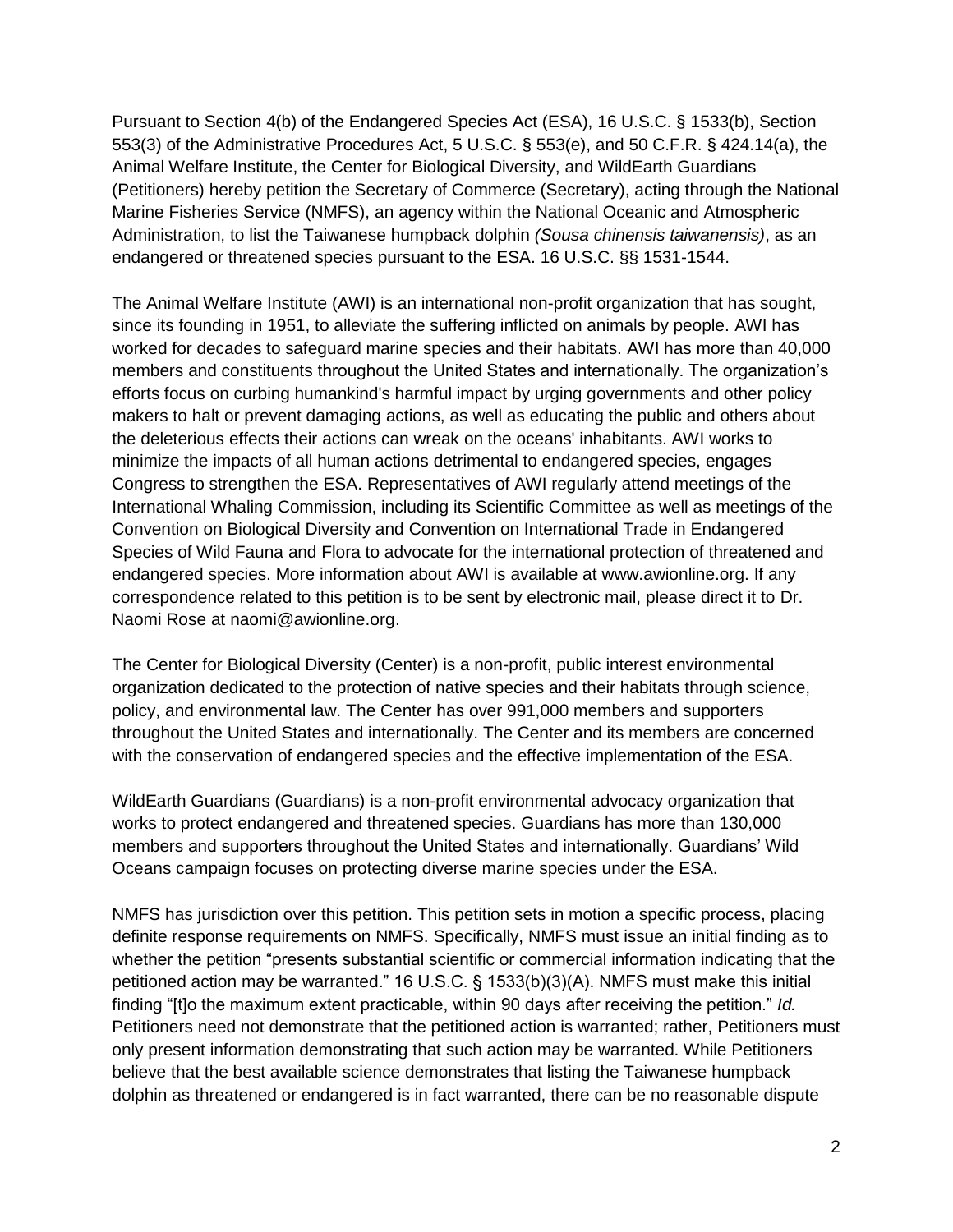Pursuant to Section 4(b) of the Endangered Species Act (ESA), 16 U.S.C. § 1533(b), Section 553(3) of the Administrative Procedures Act, 5 U.S.C. § 553(e), and 50 C.F.R. § 424.14(a), the Animal Welfare Institute, the Center for Biological Diversity, and WildEarth Guardians (Petitioners) hereby petition the Secretary of Commerce (Secretary), acting through the National Marine Fisheries Service (NMFS), an agency within the National Oceanic and Atmospheric Administration, to list the Taiwanese humpback dolphin *(Sousa chinensis taiwanensis)*, as an endangered or threatened species pursuant to the ESA. 16 U.S.C. §§ 1531-1544.

The Animal Welfare Institute (AWI) is an international non-profit organization that has sought, since its founding in 1951, to alleviate the suffering inflicted on animals by people. AWI has worked for decades to safeguard marine species and their habitats. AWI has more than 40,000 members and constituents throughout the United States and internationally. The organization's efforts focus on curbing humankind's harmful impact by urging governments and other policy makers to halt or prevent damaging actions, as well as educating the public and others about the deleterious effects their actions can wreak on the oceans' inhabitants. AWI works to minimize the impacts of all human actions detrimental to endangered species, engages Congress to strengthen the ESA. Representatives of AWI regularly attend meetings of the International Whaling Commission, including its Scientific Committee as well as meetings of the Convention on Biological Diversity and Convention on International Trade in Endangered Species of Wild Fauna and Flora to advocate for the international protection of threatened and endangered species. More information about AWI is available at www.awionline.org. If any correspondence related to this petition is to be sent by electronic mail, please direct it to Dr. Naomi Rose at naomi@awionline.org.

The Center for Biological Diversity (Center) is a non-profit, public interest environmental organization dedicated to the protection of native species and their habitats through science, policy, and environmental law. The Center has over 991,000 members and supporters throughout the United States and internationally. The Center and its members are concerned with the conservation of endangered species and the effective implementation of the ESA.

WildEarth Guardians (Guardians) is a non-profit environmental advocacy organization that works to protect endangered and threatened species. Guardians has more than 130,000 members and supporters throughout the United States and internationally. Guardians' Wild Oceans campaign focuses on protecting diverse marine species under the ESA.

NMFS has jurisdiction over this petition. This petition sets in motion a specific process, placing definite response requirements on NMFS. Specifically, NMFS must issue an initial finding as to whether the petition "presents substantial scientific or commercial information indicating that the petitioned action may be warranted." 16 U.S.C. § 1533(b)(3)(A). NMFS must make this initial finding "[t]o the maximum extent practicable, within 90 days after receiving the petition." *Id.* Petitioners need not demonstrate that the petitioned action is warranted; rather, Petitioners must only present information demonstrating that such action may be warranted. While Petitioners believe that the best available science demonstrates that listing the Taiwanese humpback dolphin as threatened or endangered is in fact warranted, there can be no reasonable dispute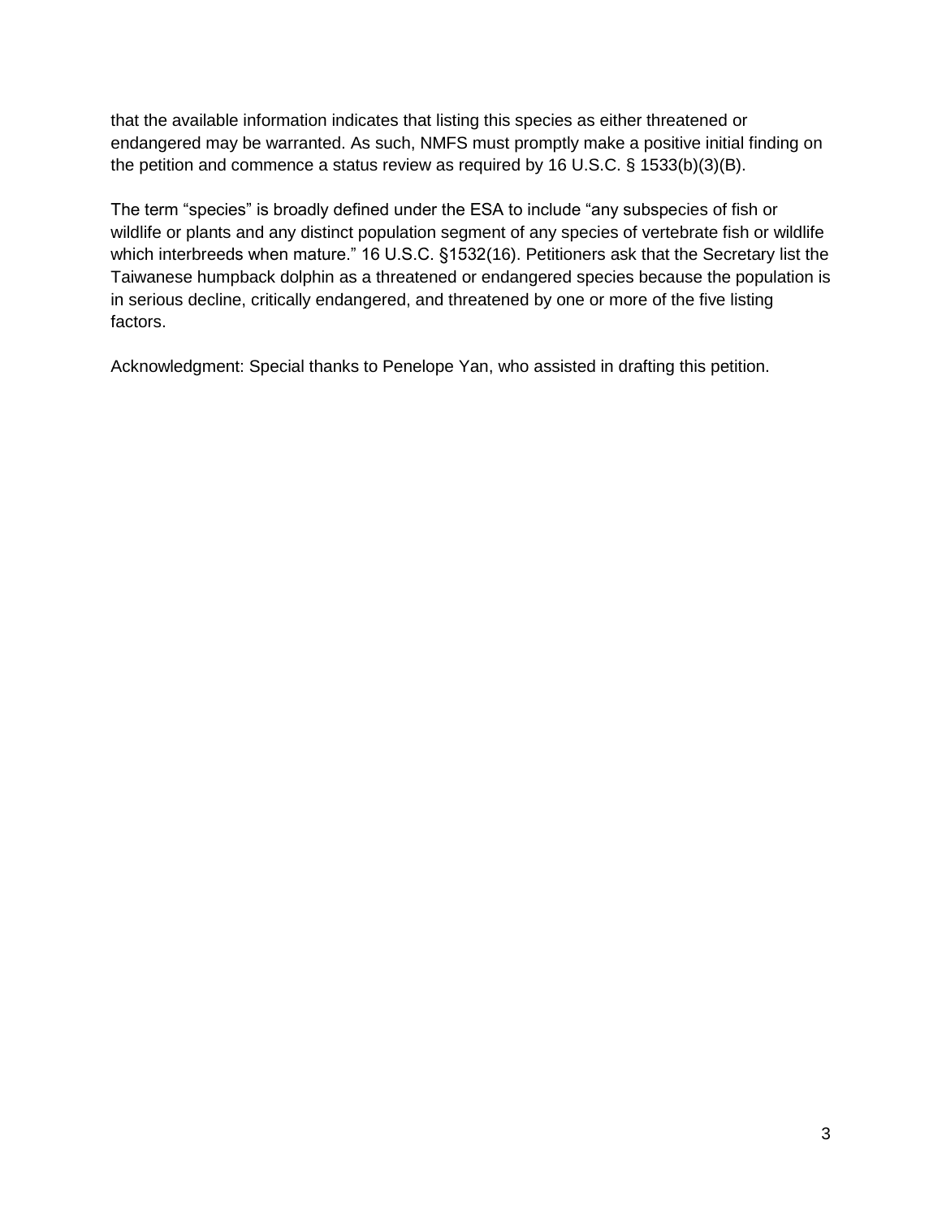that the available information indicates that listing this species as either threatened or endangered may be warranted. As such, NMFS must promptly make a positive initial finding on the petition and commence a status review as required by 16 U.S.C. § 1533(b)(3)(B).

The term "species" is broadly defined under the ESA to include "any subspecies of fish or wildlife or plants and any distinct population segment of any species of vertebrate fish or wildlife which interbreeds when mature." 16 U.S.C. §1532(16). Petitioners ask that the Secretary list the Taiwanese humpback dolphin as a threatened or endangered species because the population is in serious decline, critically endangered, and threatened by one or more of the five listing factors.

Acknowledgment: Special thanks to Penelope Yan, who assisted in drafting this petition.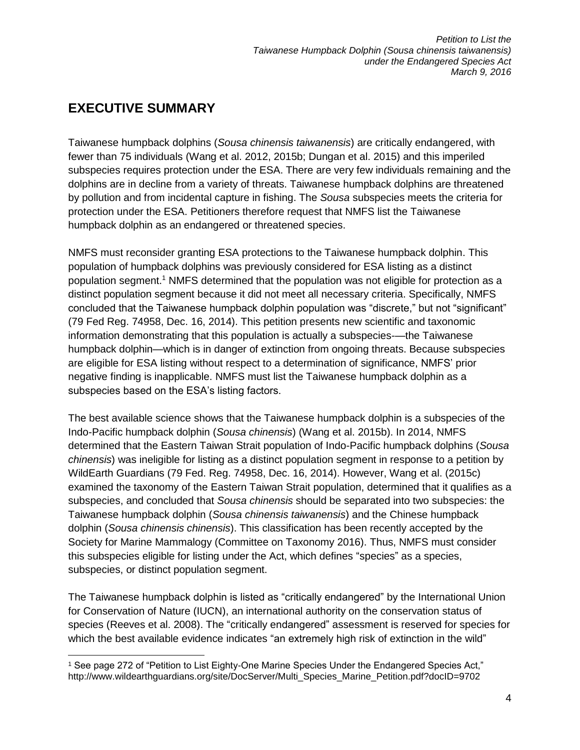## EXECUTIVE SUMMARY

Taiwanese humpback dolphins (*Sousa chinensis taiwanensis*) are critically endangered, with fewer than 75 individuals (Wang et al. 2012, 2015b; Dungan et al. 2015) and this imperiled subspecies requires protection under the ESA. There are very few individuals remaining and the dolphins are in decline from a variety of threats. Taiwanese humpback dolphins are threatened by pollution and from incidental capture in fishing. The *Sousa* subspecies meets the criteria for protection under the ESA. Petitioners therefore request that NMFS list the Taiwanese humpback dolphin as an endangered or threatened species.

NMFS must reconsider granting ESA protections to the Taiwanese humpback dolphin. This population of humpback dolphins was previously considered for ESA listing as a distinct population segment.[1] NMFS determined that the population was not eligible for protection as a distinct population segment because it did not meet all necessary criteria. Specifically, NMFS concluded that the Taiwanese humpback dolphin population was "discrete," but not "significant" (79 Fed Reg. 74958, Dec. 16, 2014). This petition presents new scientific and taxonomic information demonstrating that this population is actually a subspecies-—the Taiwanese humpback dolphin—which is in danger of extinction from ongoing threats. Because subspecies are eligible for ESA listing without respect to a determination of significance, NMFS' prior negative finding is inapplicable. NMFS must list the Taiwanese humpback dolphin as a subspecies based on the ESA's listing factors.

The best available science shows that the Taiwanese humpback dolphin is a subspecies of the Indo-Pacific humpback dolphin (*Sousa chinensis*) (Wang et al. 2015b). In 2014, NMFS determined that the Eastern Taiwan Strait population of Indo-Pacific humpback dolphins (*Sousa chinensis*) was ineligible for listing as a distinct population segment in response to a petition by WildEarth Guardians (79 Fed. Reg. 74958, Dec. 16, 2014). However, Wang et al. (2015c) examined the taxonomy of the Eastern Taiwan Strait population, determined that it qualifies as a subspecies, and concluded that *Sousa chinensis* should be separated into two subspecies: the Taiwanese humpback dolphin (*Sousa chinensis taiwanensis*) and the Chinese humpback dolphin (*Sousa chinensis chinensis*). This classification has been recently accepted by the Society for Marine Mammalogy (Committee on Taxonomy 2016). Thus, NMFS must consider this subspecies eligible for listing under the Act, which defines "species" as a species, subspecies, or distinct population segment.

The Taiwanese humpback dolphin is listed as "critically endangered" by the International Union for Conservation of Nature (IUCN), an international authority on the conservation status of species (Reeves et al. 2008). The "critically endangered" assessment is reserved for species for which the best available evidence indicates "an extremely high risk of extinction in the wild"

[1] See page 272 of "Petition to List Eighty-One Marine Species Under the Endangered Species Act," http://www.wildearthguardians.org/site/DocServer/Multi_Species_Marine_Petition.pdf?docID=9702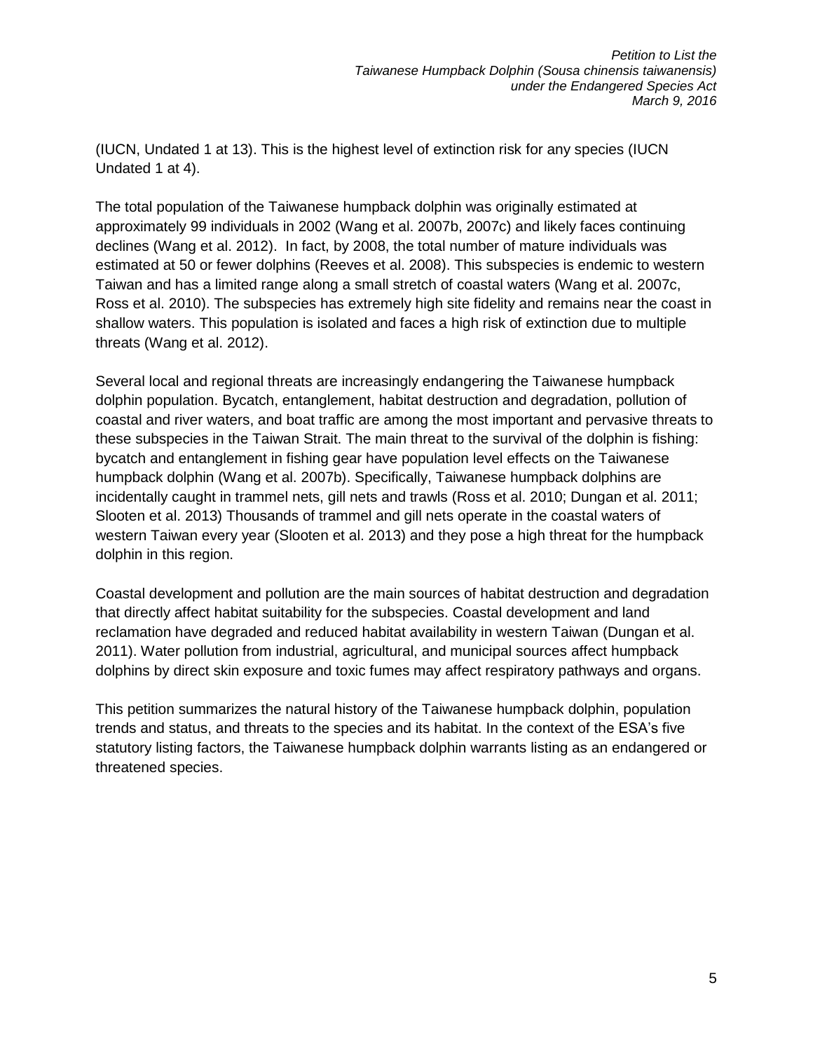(IUCN, Undated 1 at 13). This is the highest level of extinction risk for any species (IUCN Undated 1 at 4).

The total population of the Taiwanese humpback dolphin was originally estimated at approximately 99 individuals in 2002 (Wang et al. 2007b, 2007c) and likely faces continuing declines (Wang et al. 2012). In fact, by 2008, the total number of mature individuals was estimated at 50 or fewer dolphins (Reeves et al. 2008). This subspecies is endemic to western Taiwan and has a limited range along a small stretch of coastal waters (Wang et al. 2007c, Ross et al. 2010). The subspecies has extremely high site fidelity and remains near the coast in shallow waters. This population is isolated and faces a high risk of extinction due to multiple threats (Wang et al. 2012).

Several local and regional threats are increasingly endangering the Taiwanese humpback dolphin population. Bycatch, entanglement, habitat destruction and degradation, pollution of coastal and river waters, and boat traffic are among the most important and pervasive threats to these subspecies in the Taiwan Strait. The main threat to the survival of the dolphin is fishing: bycatch and entanglement in fishing gear have population level effects on the Taiwanese humpback dolphin (Wang et al. 2007b). Specifically, Taiwanese humpback dolphins are incidentally caught in trammel nets, gill nets and trawls (Ross et al. 2010; Dungan et al. 2011; Slooten et al. 2013) Thousands of trammel and gill nets operate in the coastal waters of western Taiwan every year (Slooten et al. 2013) and they pose a high threat for the humpback dolphin in this region.

Coastal development and pollution are the main sources of habitat destruction and degradation that directly affect habitat suitability for the subspecies. Coastal development and land reclamation have degraded and reduced habitat availability in western Taiwan (Dungan et al. 2011). Water pollution from industrial, agricultural, and municipal sources affect humpback dolphins by direct skin exposure and toxic fumes may affect respiratory pathways and organs.

This petition summarizes the natural history of the Taiwanese humpback dolphin, population trends and status, and threats to the species and its habitat. In the context of the ESA's five statutory listing factors, the Taiwanese humpback dolphin warrants listing as an endangered or threatened species.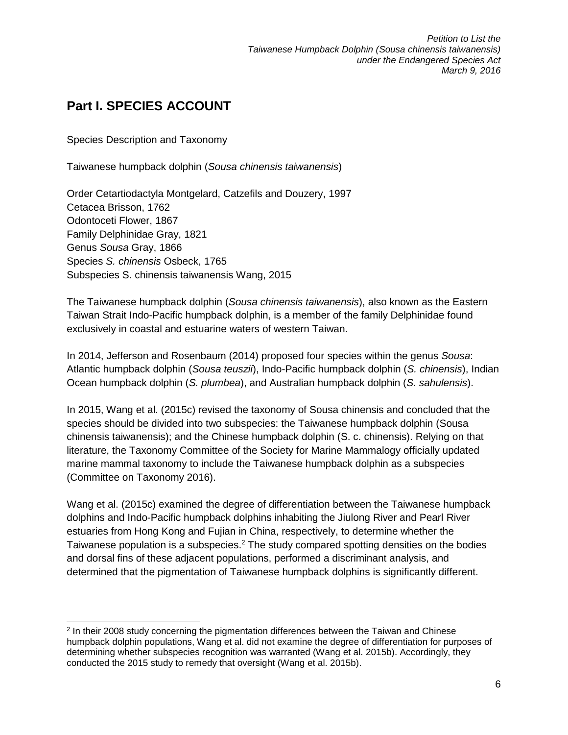## Part I. SPECIES ACCOUNT

Species Description and Taxonomy

Taiwanese humpback dolphin (*Sousa chinensis taiwanensis*)

Order Cetartiodactyla Montgelard, Catzefils and Douzery, 1997
Cetacea Brisson, 1762
Odontoceti Flower, 1867
Family Delphinidae Gray, 1821
Genus *Sousa* Gray, 1866
Species *S. chinensis* Osbeck, 1765
Subspecies S. chinensis taiwanensis Wang, 2015

The Taiwanese humpback dolphin (*Sousa chinensis taiwanensis*), also known as the Eastern Taiwan Strait Indo-Pacific humpback dolphin, is a member of the family Delphinidae found exclusively in coastal and estuarine waters of western Taiwan.

In 2014, Jefferson and Rosenbaum (2014) proposed four species within the genus *Sousa*: Atlantic humpback dolphin (*Sousa teuszii*), Indo-Pacific humpback dolphin (*S. chinensis*), Indian Ocean humpback dolphin (*S. plumbea*), and Australian humpback dolphin (*S. sahulensis*).

In 2015, Wang et al. (2015c) revised the taxonomy of Sousa chinensis and concluded that the species should be divided into two subspecies: the Taiwanese humpback dolphin (Sousa chinensis taiwanensis); and the Chinese humpback dolphin (S. c. chinensis). Relying on that literature, the Taxonomy Committee of the Society for Marine Mammalogy officially updated marine mammal taxonomy to include the Taiwanese humpback dolphin as a subspecies (Committee on Taxonomy 2016).

Wang et al. (2015c) examined the degree of differentiation between the Taiwanese humpback dolphins and Indo-Pacific humpback dolphins inhabiting the Jiulong River and Pearl River estuaries from Hong Kong and Fujian in China, respectively, to determine whether the Taiwanese population is a subspecies.[2] The study compared spotting densities on the bodies and dorsal fins of these adjacent populations, performed a discriminant analysis, and determined that the pigmentation of Taiwanese humpback dolphins is significantly different.

[2] In their 2008 study concerning the pigmentation differences between the Taiwan and Chinese humpback dolphin populations, Wang et al. did not examine the degree of differentiation for purposes of determining whether subspecies recognition was warranted (Wang et al. 2015b). Accordingly, they conducted the 2015 study to remedy that oversight (Wang et al. 2015b).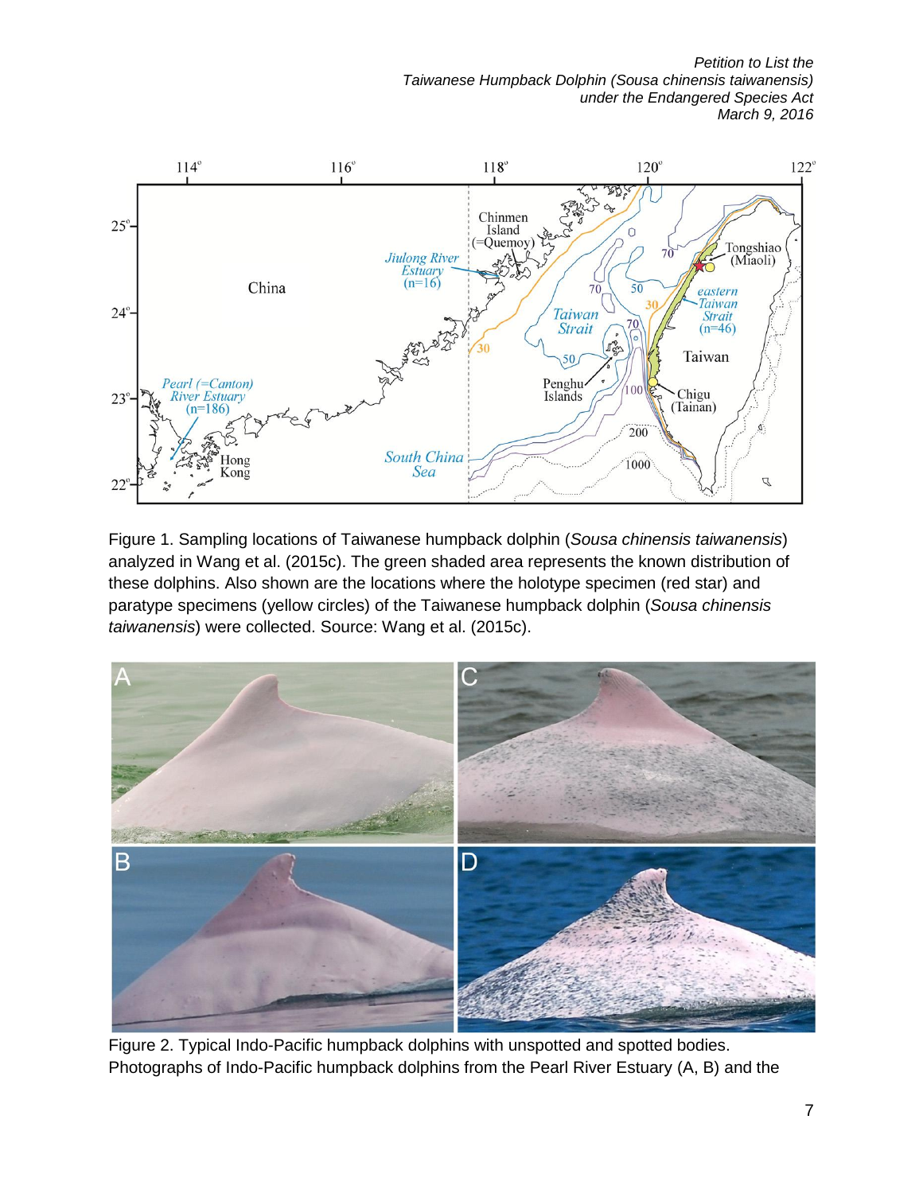Figure 1. Sampling locations of Taiwanese humpback dolphin (*Sousa chinensis taiwanensis*) analyzed in Wang et al. (2015c). The green shaded area represents the known distribution of these dolphins. Also shown are the locations where the holotype specimen (red star) and paratype specimens (yellow circles) of the Taiwanese humpback dolphin (*Sousa chinensis taiwanensis*) were collected. Source: Wang et al. (2015c).

Figure 2. Typical Indo-Pacific humpback dolphins with unspotted and spotted bodies. Photographs of Indo-Pacific humpback dolphins from the Pearl River Estuary (A, B) and the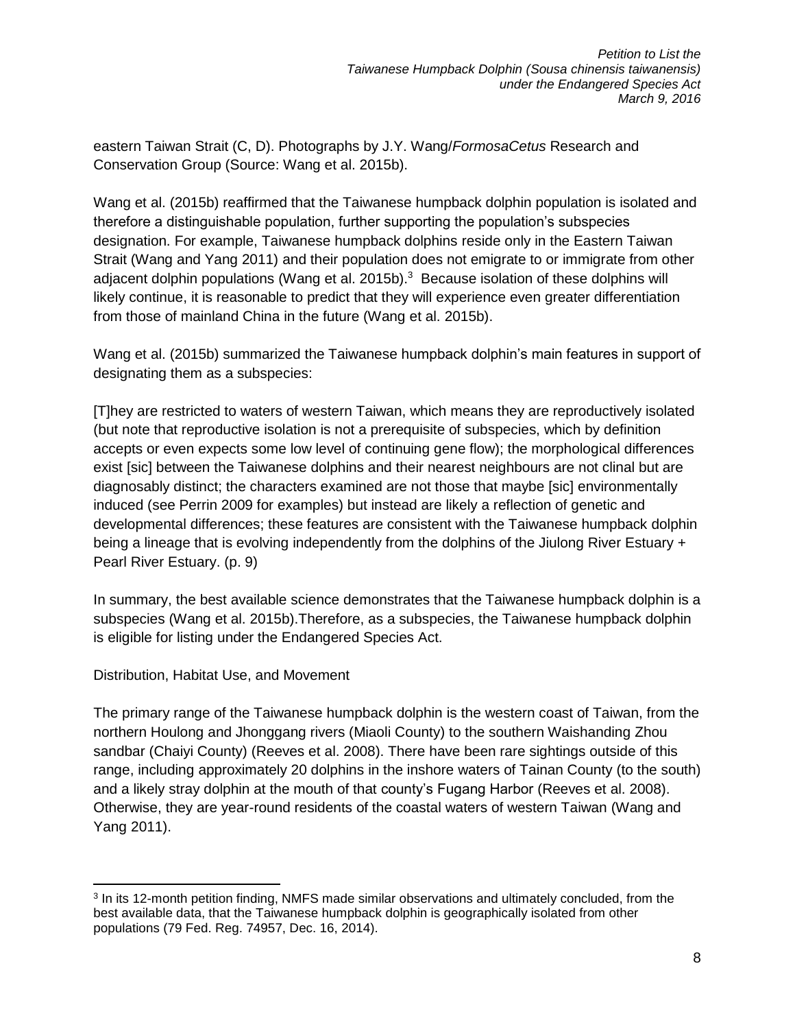eastern Taiwan Strait (C, D). Photographs by J.Y. Wang/*FormosaCetus* Research and Conservation Group (Source: Wang et al. 2015b).

Wang et al. (2015b) reaffirmed that the Taiwanese humpback dolphin population is isolated and therefore a distinguishable population, further supporting the population's subspecies designation. For example, Taiwanese humpback dolphins reside only in the Eastern Taiwan Strait (Wang and Yang 2011) and their population does not emigrate to or immigrate from other adjacent dolphin populations (Wang et al. 2015b).[3] Because isolation of these dolphins will likely continue, it is reasonable to predict that they will experience even greater differentiation from those of mainland China in the future (Wang et al. 2015b).

Wang et al. (2015b) summarized the Taiwanese humpback dolphin's main features in support of designating them as a subspecies:

[T]hey are restricted to waters of western Taiwan, which means they are reproductively isolated (but note that reproductive isolation is not a prerequisite of subspecies, which by definition accepts or even expects some low level of continuing gene flow); the morphological differences exist [sic] between the Taiwanese dolphins and their nearest neighbours are not clinal but are diagnosably distinct; the characters examined are not those that maybe [sic] environmentally induced (see Perrin 2009 for examples) but instead are likely a reflection of genetic and developmental differences; these features are consistent with the Taiwanese humpback dolphin being a lineage that is evolving independently from the dolphins of the Jiulong River Estuary + Pearl River Estuary. (p. 9)

In summary, the best available science demonstrates that the Taiwanese humpback dolphin is a subspecies (Wang et al. 2015b).Therefore, as a subspecies, the Taiwanese humpback dolphin is eligible for listing under the Endangered Species Act.

## Distribution, Habitat Use, and Movement

The primary range of the Taiwanese humpback dolphin is the western coast of Taiwan, from the northern Houlong and Jhonggang rivers (Miaoli County) to the southern Waishanding Zhou sandbar (Chaiyi County) (Reeves et al. 2008). There have been rare sightings outside of this range, including approximately 20 dolphins in the inshore waters of Tainan County (to the south) and a likely stray dolphin at the mouth of that county's Fugang Harbor (Reeves et al. 2008). Otherwise, they are year-round residents of the coastal waters of western Taiwan (Wang and Yang 2011).

---

[3] In its 12-month petition finding, NMFS made similar observations and ultimately concluded, from the best available data, that the Taiwanese humpback dolphin is geographically isolated from other populations (79 Fed. Reg. 74957, Dec. 16, 2014).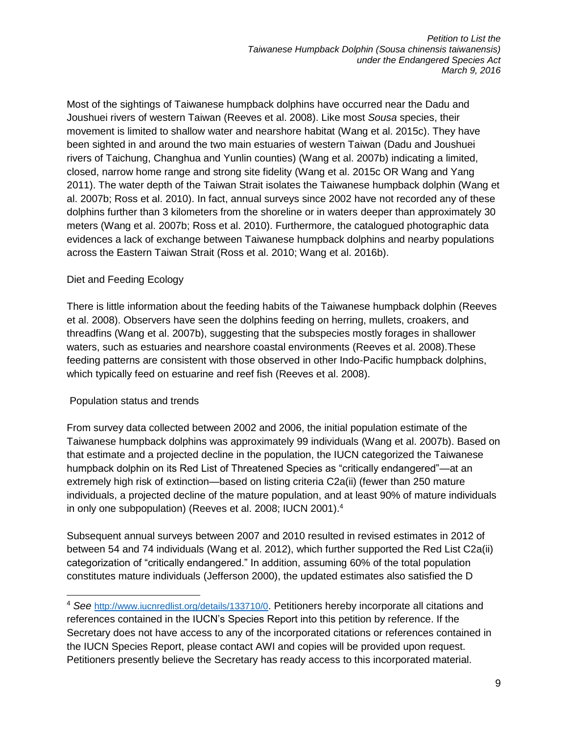Most of the sightings of Taiwanese humpback dolphins have occurred near the Dadu and Joushuei rivers of western Taiwan (Reeves et al. 2008). Like most *Sousa* species, their movement is limited to shallow water and nearshore habitat (Wang et al. 2015c). They have been sighted in and around the two main estuaries of western Taiwan (Dadu and Joushuei rivers of Taichung, Changhua and Yunlin counties) (Wang et al. 2007b) indicating a limited, closed, narrow home range and strong site fidelity (Wang et al. 2015c OR Wang and Yang 2011). The water depth of the Taiwan Strait isolates the Taiwanese humpback dolphin (Wang et al. 2007b; Ross et al. 2010). In fact, annual surveys since 2002 have not recorded any of these dolphins further than 3 kilometers from the shoreline or in waters deeper than approximately 30 meters (Wang et al. 2007b; Ross et al. 2010). Furthermore, the catalogued photographic data evidences a lack of exchange between Taiwanese humpback dolphins and nearby populations across the Eastern Taiwan Strait (Ross et al. 2010; Wang et al. 2016b).

Diet and Feeding Ecology

There is little information about the feeding habits of the Taiwanese humpback dolphin (Reeves et al. 2008). Observers have seen the dolphins feeding on herring, mullets, croakers, and threadfins (Wang et al. 2007b), suggesting that the subspecies mostly forages in shallower waters, such as estuaries and nearshore coastal environments (Reeves et al. 2008).These feeding patterns are consistent with those observed in other Indo-Pacific humpback dolphins, which typically feed on estuarine and reef fish (Reeves et al. 2008).

Population status and trends

From survey data collected between 2002 and 2006, the initial population estimate of the Taiwanese humpback dolphins was approximately 99 individuals (Wang et al. 2007b). Based on that estimate and a projected decline in the population, the IUCN categorized the Taiwanese humpback dolphin on its Red List of Threatened Species as "critically endangered"—at an extremely high risk of extinction—based on listing criteria C2a(ii) (fewer than 250 mature individuals, a projected decline of the mature population, and at least 90% of mature individuals in only one subpopulation) (Reeves et al. 2008; IUCN 2001).[4]

Subsequent annual surveys between 2007 and 2010 resulted in revised estimates in 2012 of between 54 and 74 individuals (Wang et al. 2012), which further supported the Red List C2a(ii) categorization of "critically endangered." In addition, assuming 60% of the total population constitutes mature individuals (Jefferson 2000), the updated estimates also satisfied the D

---

[4] *See* http://www.iucnredlist.org/details/133710/0. Petitioners hereby incorporate all citations and references contained in the IUCN's Species Report into this petition by reference. If the Secretary does not have access to any of the incorporated citations or references contained in the IUCN Species Report, please contact AWI and copies will be provided upon request. Petitioners presently believe the Secretary has ready access to this incorporated material.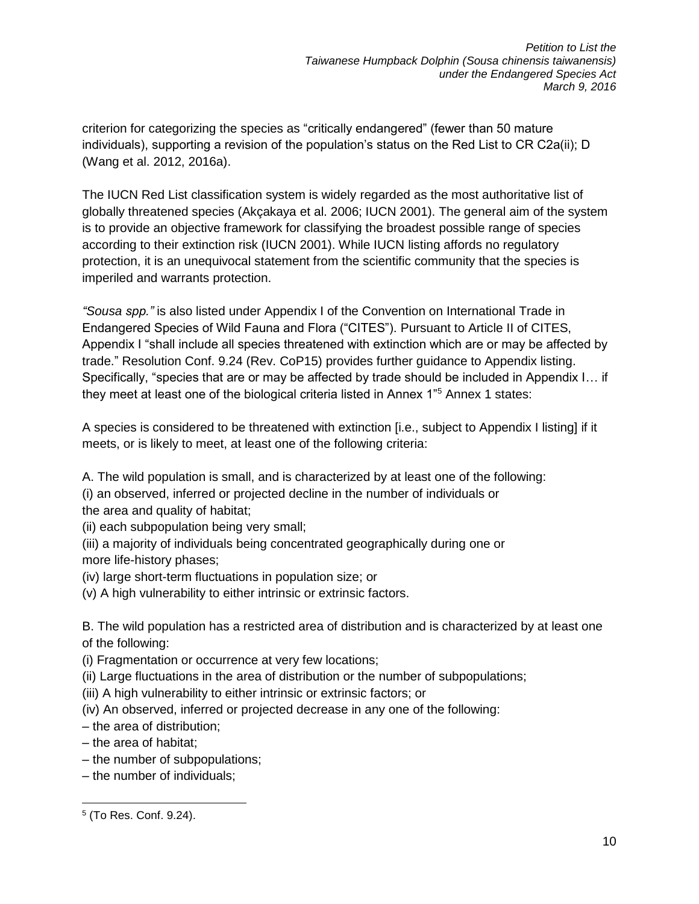criterion for categorizing the species as "critically endangered" (fewer than 50 mature individuals), supporting a revision of the population's status on the Red List to CR C2a(ii); D (Wang et al. 2012, 2016a).

The IUCN Red List classification system is widely regarded as the most authoritative list of globally threatened species (Akçakaya et al. 2006; IUCN 2001). The general aim of the system is to provide an objective framework for classifying the broadest possible range of species according to their extinction risk (IUCN 2001). While IUCN listing affords no regulatory protection, it is an unequivocal statement from the scientific community that the species is imperiled and warrants protection.

*"Sousa spp."* is also listed under Appendix I of the Convention on International Trade in Endangered Species of Wild Fauna and Flora ("CITES"). Pursuant to Article II of CITES, Appendix I "shall include all species threatened with extinction which are or may be affected by trade." Resolution Conf. 9.24 (Rev. CoP15) provides further guidance to Appendix listing. Specifically, "species that are or may be affected by trade should be included in Appendix I… if they meet at least one of the biological criteria listed in Annex 1"[5] Annex 1 states:

A species is considered to be threatened with extinction [i.e., subject to Appendix I listing] if it meets, or is likely to meet, at least one of the following criteria:

A. The wild population is small, and is characterized by at least one of the following:
(i) an observed, inferred or projected decline in the number of individuals or the area and quality of habitat;
(ii) each subpopulation being very small;
(iii) a majority of individuals being concentrated geographically during one or more life-history phases;
(iv) large short-term fluctuations in population size; or
(v) A high vulnerability to either intrinsic or extrinsic factors.

B. The wild population has a restricted area of distribution and is characterized by at least one of the following:
(i) Fragmentation or occurrence at very few locations;
(ii) Large fluctuations in the area of distribution or the number of subpopulations;
(iii) A high vulnerability to either intrinsic or extrinsic factors; or
(iv) An observed, inferred or projected decrease in any one of the following:
– the area of distribution;
– the area of habitat;
– the number of subpopulations;
– the number of individuals;

[5] (To Res. Conf. 9.24).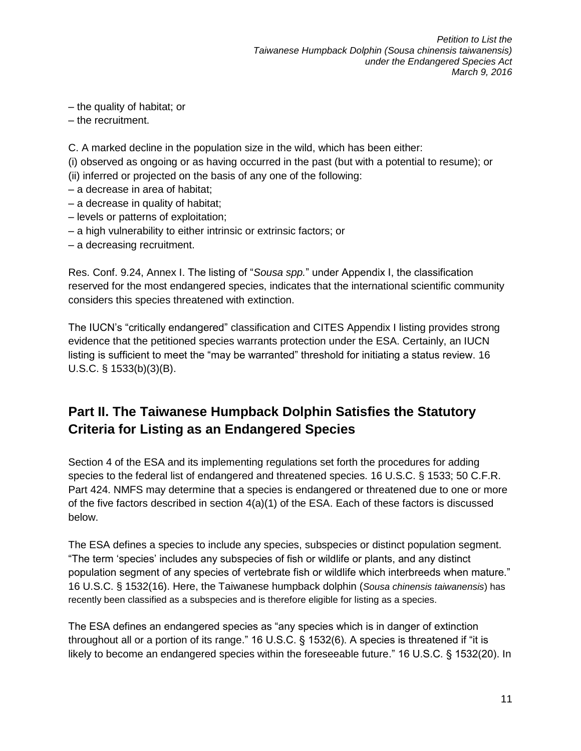– the quality of habitat; or
– the recruitment.

C. A marked decline in the population size in the wild, which has been either:
(i) observed as ongoing or as having occurred in the past (but with a potential to resume); or
(ii) inferred or projected on the basis of any one of the following:
– a decrease in area of habitat;
– a decrease in quality of habitat;
– levels or patterns of exploitation;
– a high vulnerability to either intrinsic or extrinsic factors; or
– a decreasing recruitment.

Res. Conf. 9.24, Annex I. The listing of "*Sousa spp.*" under Appendix I, the classification reserved for the most endangered species, indicates that the international scientific community considers this species threatened with extinction.

The IUCN's "critically endangered" classification and CITES Appendix I listing provides strong evidence that the petitioned species warrants protection under the ESA. Certainly, an IUCN listing is sufficient to meet the "may be warranted" threshold for initiating a status review. 16 U.S.C. § 1533(b)(3)(B).

## Part II. The Taiwanese Humpback Dolphin Satisfies the Statutory Criteria for Listing as an Endangered Species

Section 4 of the ESA and its implementing regulations set forth the procedures for adding species to the federal list of endangered and threatened species. 16 U.S.C. § 1533; 50 C.F.R. Part 424. NMFS may determine that a species is endangered or threatened due to one or more of the five factors described in section 4(a)(1) of the ESA. Each of these factors is discussed below.

The ESA defines a species to include any species, subspecies or distinct population segment. "The term 'species' includes any subspecies of fish or wildlife or plants, and any distinct population segment of any species of vertebrate fish or wildlife which interbreeds when mature." 16 U.S.C. § 1532(16). Here, the Taiwanese humpback dolphin (*Sousa chinensis taiwanensis*) has recently been classified as a subspecies and is therefore eligible for listing as a species.

The ESA defines an endangered species as "any species which is in danger of extinction throughout all or a portion of its range." 16 U.S.C. § 1532(6). A species is threatened if "it is likely to become an endangered species within the foreseeable future." 16 U.S.C. § 1532(20). In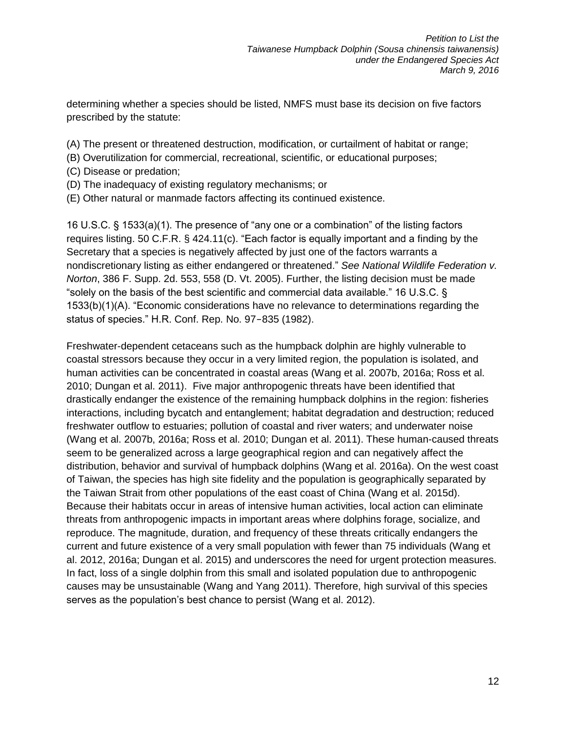determining whether a species should be listed, NMFS must base its decision on five factors prescribed by the statute:

(A) The present or threatened destruction, modification, or curtailment of habitat or range;
(B) Overutilization for commercial, recreational, scientific, or educational purposes;
(C) Disease or predation;
(D) The inadequacy of existing regulatory mechanisms; or
(E) Other natural or manmade factors affecting its continued existence.

16 U.S.C. § 1533(a)(1). The presence of "any one or a combination" of the listing factors requires listing. 50 C.F.R. § 424.11(c). "Each factor is equally important and a finding by the Secretary that a species is negatively affected by just one of the factors warrants a nondiscretionary listing as either endangered or threatened." *See National Wildlife Federation v. Norton*, 386 F. Supp. 2d. 553, 558 (D. Vt. 2005). Further, the listing decision must be made "solely on the basis of the best scientific and commercial data available." 16 U.S.C. § 1533(b)(1)(A). "Economic considerations have no relevance to determinations regarding the status of species." H.R. Conf. Rep. No. 97‑835 (1982).

Freshwater-dependent cetaceans such as the humpback dolphin are highly vulnerable to coastal stressors because they occur in a very limited region, the population is isolated, and human activities can be concentrated in coastal areas (Wang et al. 2007b, 2016a; Ross et al. 2010; Dungan et al. 2011). Five major anthropogenic threats have been identified that drastically endanger the existence of the remaining humpback dolphins in the region: fisheries interactions, including bycatch and entanglement; habitat degradation and destruction; reduced freshwater outflow to estuaries; pollution of coastal and river waters; and underwater noise (Wang et al. 2007b, 2016a; Ross et al. 2010; Dungan et al. 2011). These human-caused threats seem to be generalized across a large geographical region and can negatively affect the distribution, behavior and survival of humpback dolphins (Wang et al. 2016a). On the west coast of Taiwan, the species has high site fidelity and the population is geographically separated by the Taiwan Strait from other populations of the east coast of China (Wang et al. 2015d). Because their habitats occur in areas of intensive human activities, local action can eliminate threats from anthropogenic impacts in important areas where dolphins forage, socialize, and reproduce. The magnitude, duration, and frequency of these threats critically endangers the current and future existence of a very small population with fewer than 75 individuals (Wang et al. 2012, 2016a; Dungan et al. 2015) and underscores the need for urgent protection measures. In fact, loss of a single dolphin from this small and isolated population due to anthropogenic causes may be unsustainable (Wang and Yang 2011). Therefore, high survival of this species serves as the population's best chance to persist (Wang et al. 2012).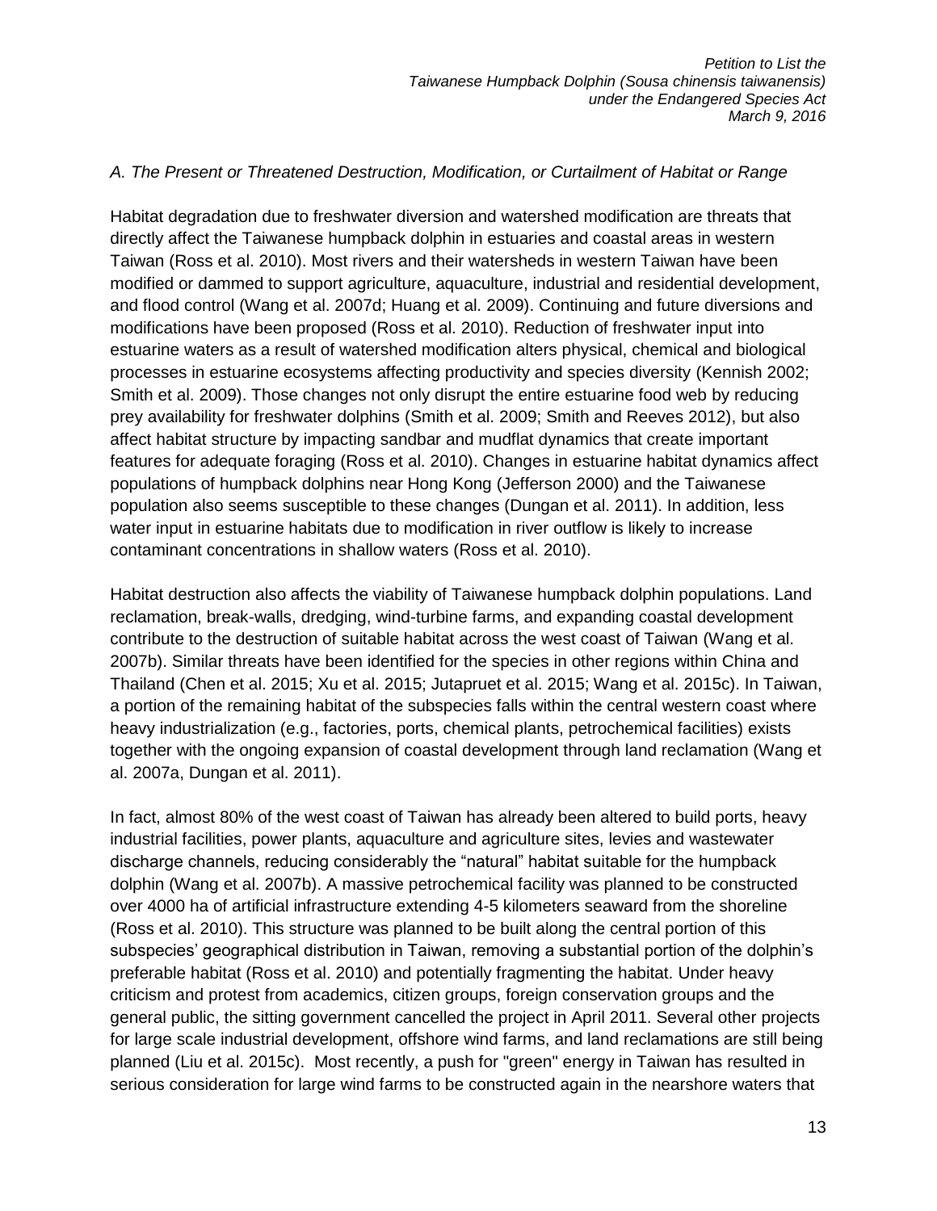*A. The Present or Threatened Destruction, Modification, or Curtailment of Habitat or Range*

Habitat degradation due to freshwater diversion and watershed modification are threats that directly affect the Taiwanese humpback dolphin in estuaries and coastal areas in western Taiwan (Ross et al. 2010). Most rivers and their watersheds in western Taiwan have been modified or dammed to support agriculture, aquaculture, industrial and residential development, and flood control (Wang et al. 2007d; Huang et al. 2009). Continuing and future diversions and modifications have been proposed (Ross et al. 2010). Reduction of freshwater input into estuarine waters as a result of watershed modification alters physical, chemical and biological processes in estuarine ecosystems affecting productivity and species diversity (Kennish 2002; Smith et al. 2009). Those changes not only disrupt the entire estuarine food web by reducing prey availability for freshwater dolphins (Smith et al. 2009; Smith and Reeves 2012), but also affect habitat structure by impacting sandbar and mudflat dynamics that create important features for adequate foraging (Ross et al. 2010). Changes in estuarine habitat dynamics affect populations of humpback dolphins near Hong Kong (Jefferson 2000) and the Taiwanese population also seems susceptible to these changes (Dungan et al. 2011). In addition, less water input in estuarine habitats due to modification in river outflow is likely to increase contaminant concentrations in shallow waters (Ross et al. 2010).

Habitat destruction also affects the viability of Taiwanese humpback dolphin populations. Land reclamation, break-walls, dredging, wind-turbine farms, and expanding coastal development contribute to the destruction of suitable habitat across the west coast of Taiwan (Wang et al. 2007b). Similar threats have been identified for the species in other regions within China and Thailand (Chen et al. 2015; Xu et al. 2015; Jutapruet et al. 2015; Wang et al. 2015c). In Taiwan, a portion of the remaining habitat of the subspecies falls within the central western coast where heavy industrialization (e.g., factories, ports, chemical plants, petrochemical facilities) exists together with the ongoing expansion of coastal development through land reclamation (Wang et al. 2007a, Dungan et al. 2011).

In fact, almost 80% of the west coast of Taiwan has already been altered to build ports, heavy industrial facilities, power plants, aquaculture and agriculture sites, levies and wastewater discharge channels, reducing considerably the "natural" habitat suitable for the humpback dolphin (Wang et al. 2007b). A massive petrochemical facility was planned to be constructed over 4000 ha of artificial infrastructure extending 4-5 kilometers seaward from the shoreline (Ross et al. 2010). This structure was planned to be built along the central portion of this subspecies' geographical distribution in Taiwan, removing a substantial portion of the dolphin's preferable habitat (Ross et al. 2010) and potentially fragmenting the habitat. Under heavy criticism and protest from academics, citizen groups, foreign conservation groups and the general public, the sitting government cancelled the project in April 2011. Several other projects for large scale industrial development, offshore wind farms, and land reclamations are still being planned (Liu et al. 2015c). Most recently, a push for "green" energy in Taiwan has resulted in serious consideration for large wind farms to be constructed again in the nearshore waters that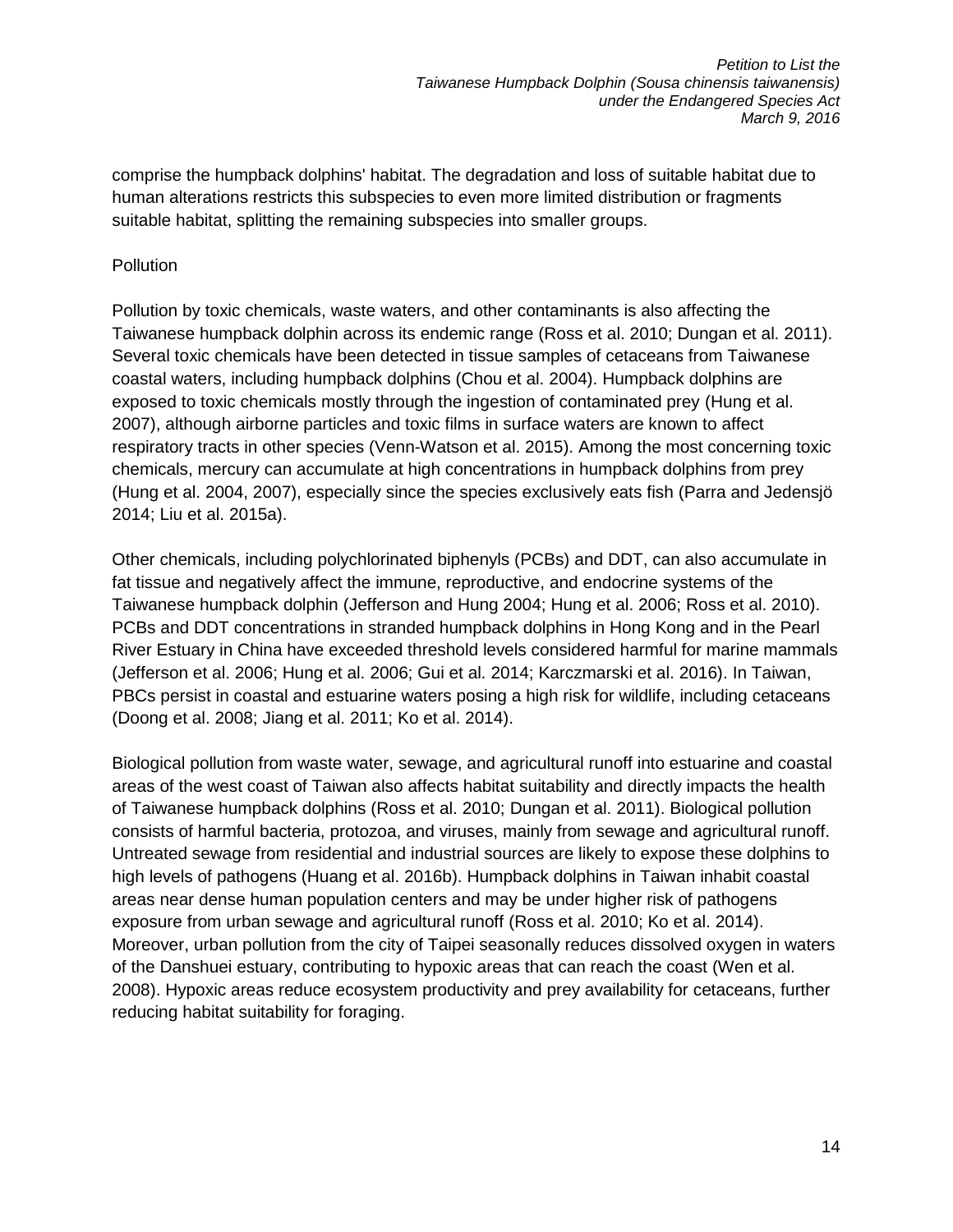comprise the humpback dolphins' habitat. The degradation and loss of suitable habitat due to human alterations restricts this subspecies to even more limited distribution or fragments suitable habitat, splitting the remaining subspecies into smaller groups.

### Pollution

Pollution by toxic chemicals, waste waters, and other contaminants is also affecting the Taiwanese humpback dolphin across its endemic range (Ross et al. 2010; Dungan et al. 2011). Several toxic chemicals have been detected in tissue samples of cetaceans from Taiwanese coastal waters, including humpback dolphins (Chou et al. 2004). Humpback dolphins are exposed to toxic chemicals mostly through the ingestion of contaminated prey (Hung et al. 2007), although airborne particles and toxic films in surface waters are known to affect respiratory tracts in other species (Venn-Watson et al. 2015). Among the most concerning toxic chemicals, mercury can accumulate at high concentrations in humpback dolphins from prey (Hung et al. 2004, 2007), especially since the species exclusively eats fish (Parra and Jedensjö 2014; Liu et al. 2015a).

Other chemicals, including polychlorinated biphenyls (PCBs) and DDT, can also accumulate in fat tissue and negatively affect the immune, reproductive, and endocrine systems of the Taiwanese humpback dolphin (Jefferson and Hung 2004; Hung et al. 2006; Ross et al. 2010). PCBs and DDT concentrations in stranded humpback dolphins in Hong Kong and in the Pearl River Estuary in China have exceeded threshold levels considered harmful for marine mammals (Jefferson et al. 2006; Hung et al. 2006; Gui et al. 2014; Karczmarski et al. 2016). In Taiwan, PBCs persist in coastal and estuarine waters posing a high risk for wildlife, including cetaceans (Doong et al. 2008; Jiang et al. 2011; Ko et al. 2014).

Biological pollution from waste water, sewage, and agricultural runoff into estuarine and coastal areas of the west coast of Taiwan also affects habitat suitability and directly impacts the health of Taiwanese humpback dolphins (Ross et al. 2010; Dungan et al. 2011). Biological pollution consists of harmful bacteria, protozoa, and viruses, mainly from sewage and agricultural runoff. Untreated sewage from residential and industrial sources are likely to expose these dolphins to high levels of pathogens (Huang et al. 2016b). Humpback dolphins in Taiwan inhabit coastal areas near dense human population centers and may be under higher risk of pathogens exposure from urban sewage and agricultural runoff (Ross et al. 2010; Ko et al. 2014). Moreover, urban pollution from the city of Taipei seasonally reduces dissolved oxygen in waters of the Danshuei estuary, contributing to hypoxic areas that can reach the coast (Wen et al. 2008). Hypoxic areas reduce ecosystem productivity and prey availability for cetaceans, further reducing habitat suitability for foraging.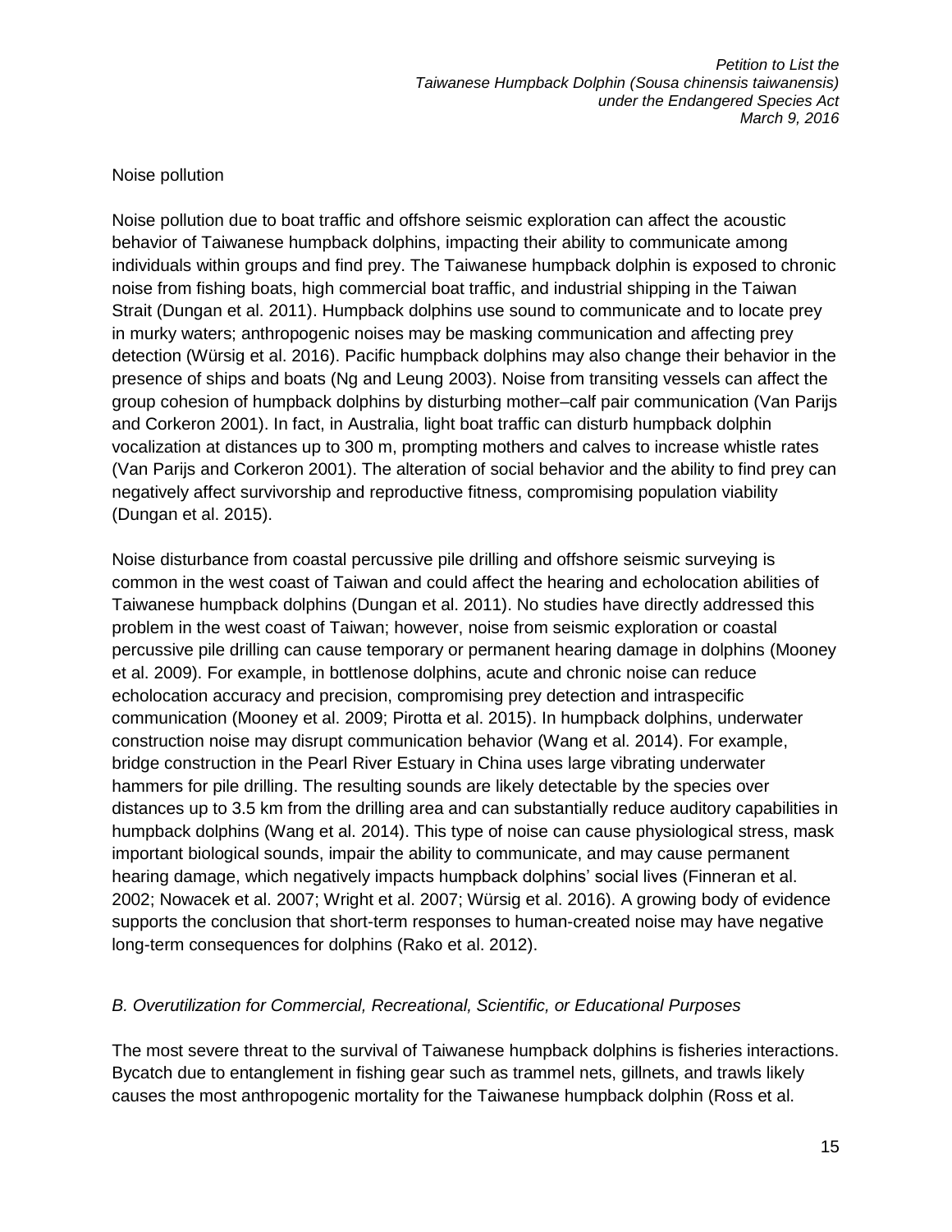Noise pollution

Noise pollution due to boat traffic and offshore seismic exploration can affect the acoustic behavior of Taiwanese humpback dolphins, impacting their ability to communicate among individuals within groups and find prey. The Taiwanese humpback dolphin is exposed to chronic noise from fishing boats, high commercial boat traffic, and industrial shipping in the Taiwan Strait (Dungan et al. 2011). Humpback dolphins use sound to communicate and to locate prey in murky waters; anthropogenic noises may be masking communication and affecting prey detection (Würsig et al. 2016). Pacific humpback dolphins may also change their behavior in the presence of ships and boats (Ng and Leung 2003). Noise from transiting vessels can affect the group cohesion of humpback dolphins by disturbing mother–calf pair communication (Van Parijs and Corkeron 2001). In fact, in Australia, light boat traffic can disturb humpback dolphin vocalization at distances up to 300 m, prompting mothers and calves to increase whistle rates (Van Parijs and Corkeron 2001). The alteration of social behavior and the ability to find prey can negatively affect survivorship and reproductive fitness, compromising population viability (Dungan et al. 2015).

Noise disturbance from coastal percussive pile drilling and offshore seismic surveying is common in the west coast of Taiwan and could affect the hearing and echolocation abilities of Taiwanese humpback dolphins (Dungan et al. 2011). No studies have directly addressed this problem in the west coast of Taiwan; however, noise from seismic exploration or coastal percussive pile drilling can cause temporary or permanent hearing damage in dolphins (Mooney et al. 2009). For example, in bottlenose dolphins, acute and chronic noise can reduce echolocation accuracy and precision, compromising prey detection and intraspecific communication (Mooney et al. 2009; Pirotta et al. 2015). In humpback dolphins, underwater construction noise may disrupt communication behavior (Wang et al. 2014). For example, bridge construction in the Pearl River Estuary in China uses large vibrating underwater hammers for pile drilling. The resulting sounds are likely detectable by the species over distances up to 3.5 km from the drilling area and can substantially reduce auditory capabilities in humpback dolphins (Wang et al. 2014). This type of noise can cause physiological stress, mask important biological sounds, impair the ability to communicate, and may cause permanent hearing damage, which negatively impacts humpback dolphins' social lives (Finneran et al. 2002; Nowacek et al. 2007; Wright et al. 2007; Würsig et al. 2016). A growing body of evidence supports the conclusion that short-term responses to human-created noise may have negative long-term consequences for dolphins (Rako et al. 2012).

*B. Overutilization for Commercial, Recreational, Scientific, or Educational Purposes*

The most severe threat to the survival of Taiwanese humpback dolphins is fisheries interactions. Bycatch due to entanglement in fishing gear such as trammel nets, gillnets, and trawls likely causes the most anthropogenic mortality for the Taiwanese humpback dolphin (Ross et al.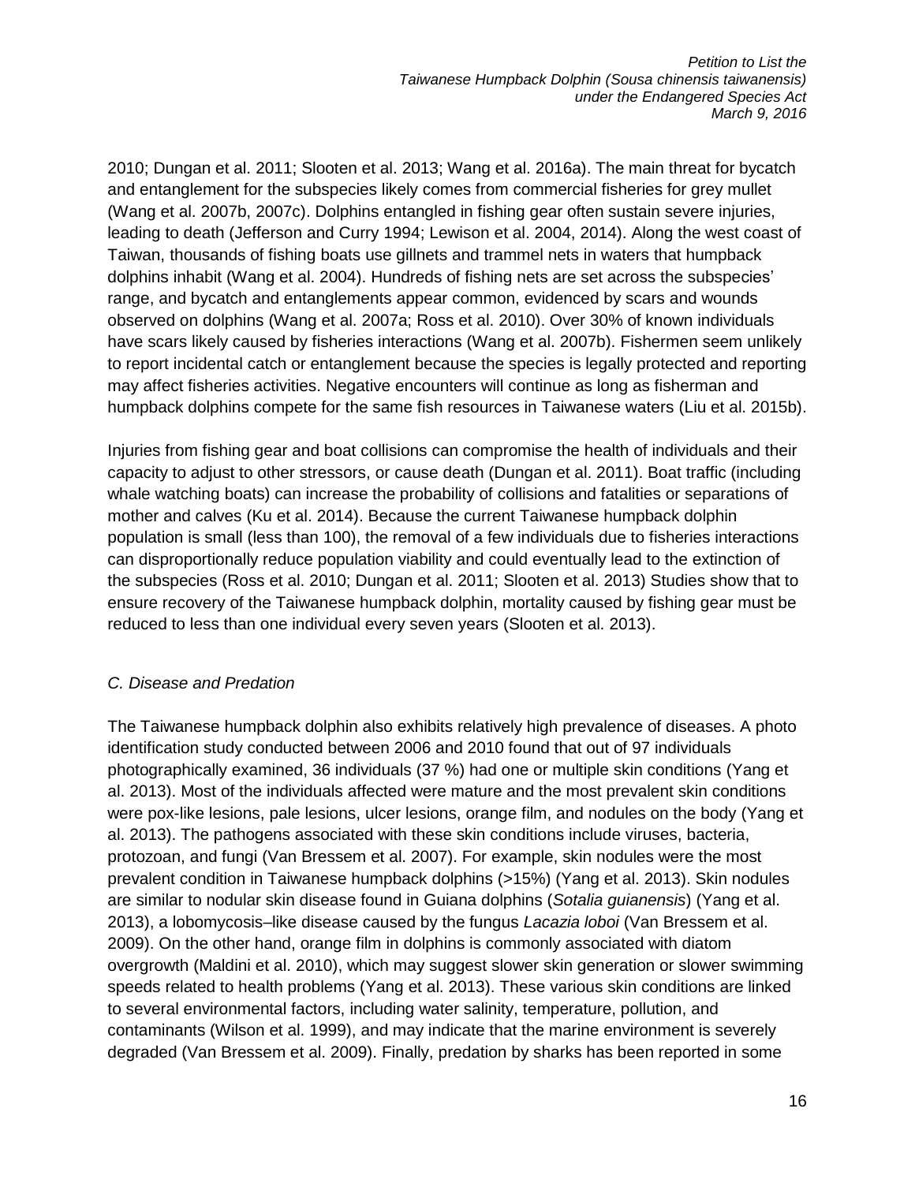2010; Dungan et al. 2011; Slooten et al. 2013; Wang et al. 2016a). The main threat for bycatch and entanglement for the subspecies likely comes from commercial fisheries for grey mullet (Wang et al. 2007b, 2007c). Dolphins entangled in fishing gear often sustain severe injuries, leading to death (Jefferson and Curry 1994; Lewison et al. 2004, 2014). Along the west coast of Taiwan, thousands of fishing boats use gillnets and trammel nets in waters that humpback dolphins inhabit (Wang et al. 2004). Hundreds of fishing nets are set across the subspecies' range, and bycatch and entanglements appear common, evidenced by scars and wounds observed on dolphins (Wang et al. 2007a; Ross et al. 2010). Over 30% of known individuals have scars likely caused by fisheries interactions (Wang et al. 2007b). Fishermen seem unlikely to report incidental catch or entanglement because the species is legally protected and reporting may affect fisheries activities. Negative encounters will continue as long as fisherman and humpback dolphins compete for the same fish resources in Taiwanese waters (Liu et al. 2015b).

Injuries from fishing gear and boat collisions can compromise the health of individuals and their capacity to adjust to other stressors, or cause death (Dungan et al. 2011). Boat traffic (including whale watching boats) can increase the probability of collisions and fatalities or separations of mother and calves (Ku et al. 2014). Because the current Taiwanese humpback dolphin population is small (less than 100), the removal of a few individuals due to fisheries interactions can disproportionally reduce population viability and could eventually lead to the extinction of the subspecies (Ross et al. 2010; Dungan et al. 2011; Slooten et al. 2013) Studies show that to ensure recovery of the Taiwanese humpback dolphin, mortality caused by fishing gear must be reduced to less than one individual every seven years (Slooten et al. 2013).

*C. Disease and Predation*

The Taiwanese humpback dolphin also exhibits relatively high prevalence of diseases. A photo identification study conducted between 2006 and 2010 found that out of 97 individuals photographically examined, 36 individuals (37 %) had one or multiple skin conditions (Yang et al. 2013). Most of the individuals affected were mature and the most prevalent skin conditions were pox-like lesions, pale lesions, ulcer lesions, orange film, and nodules on the body (Yang et al. 2013). The pathogens associated with these skin conditions include viruses, bacteria, protozoan, and fungi (Van Bressem et al. 2007). For example, skin nodules were the most prevalent condition in Taiwanese humpback dolphins (>15%) (Yang et al. 2013). Skin nodules are similar to nodular skin disease found in Guiana dolphins (*Sotalia guianensis*) (Yang et al. 2013), a lobomycosis–like disease caused by the fungus *Lacazia loboi* (Van Bressem et al. 2009). On the other hand, orange film in dolphins is commonly associated with diatom overgrowth (Maldini et al. 2010), which may suggest slower skin generation or slower swimming speeds related to health problems (Yang et al. 2013). These various skin conditions are linked to several environmental factors, including water salinity, temperature, pollution, and contaminants (Wilson et al. 1999), and may indicate that the marine environment is severely degraded (Van Bressem et al. 2009). Finally, predation by sharks has been reported in some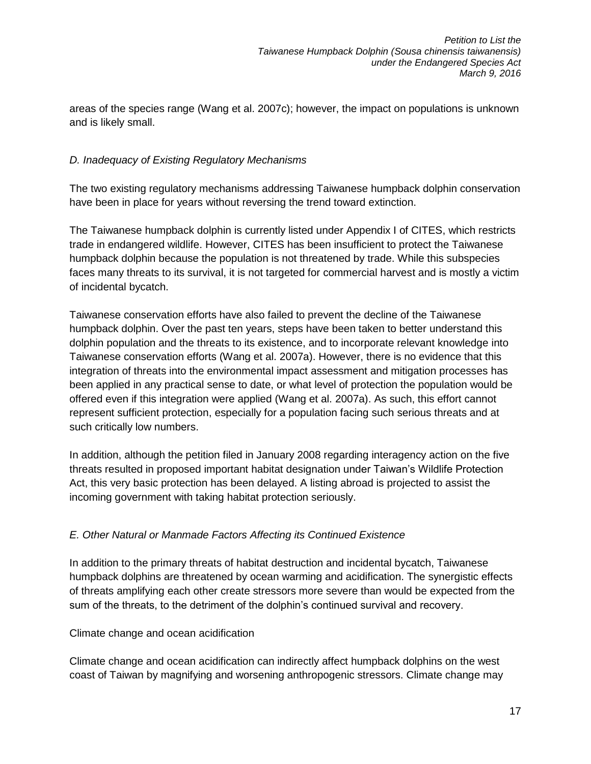areas of the species range (Wang et al. 2007c); however, the impact on populations is unknown and is likely small.

### *D. Inadequacy of Existing Regulatory Mechanisms*

The two existing regulatory mechanisms addressing Taiwanese humpback dolphin conservation have been in place for years without reversing the trend toward extinction.

The Taiwanese humpback dolphin is currently listed under Appendix I of CITES, which restricts trade in endangered wildlife. However, CITES has been insufficient to protect the Taiwanese humpback dolphin because the population is not threatened by trade. While this subspecies faces many threats to its survival, it is not targeted for commercial harvest and is mostly a victim of incidental bycatch.

Taiwanese conservation efforts have also failed to prevent the decline of the Taiwanese humpback dolphin. Over the past ten years, steps have been taken to better understand this dolphin population and the threats to its existence, and to incorporate relevant knowledge into Taiwanese conservation efforts (Wang et al. 2007a). However, there is no evidence that this integration of threats into the environmental impact assessment and mitigation processes has been applied in any practical sense to date, or what level of protection the population would be offered even if this integration were applied (Wang et al. 2007a). As such, this effort cannot represent sufficient protection, especially for a population facing such serious threats and at such critically low numbers.

In addition, although the petition filed in January 2008 regarding interagency action on the five threats resulted in proposed important habitat designation under Taiwan's Wildlife Protection Act, this very basic protection has been delayed. A listing abroad is projected to assist the incoming government with taking habitat protection seriously.

### *E. Other Natural or Manmade Factors Affecting its Continued Existence*

In addition to the primary threats of habitat destruction and incidental bycatch, Taiwanese humpback dolphins are threatened by ocean warming and acidification. The synergistic effects of threats amplifying each other create stressors more severe than would be expected from the sum of the threats, to the detriment of the dolphin's continued survival and recovery.

#### Climate change and ocean acidification

Climate change and ocean acidification can indirectly affect humpback dolphins on the west coast of Taiwan by magnifying and worsening anthropogenic stressors. Climate change may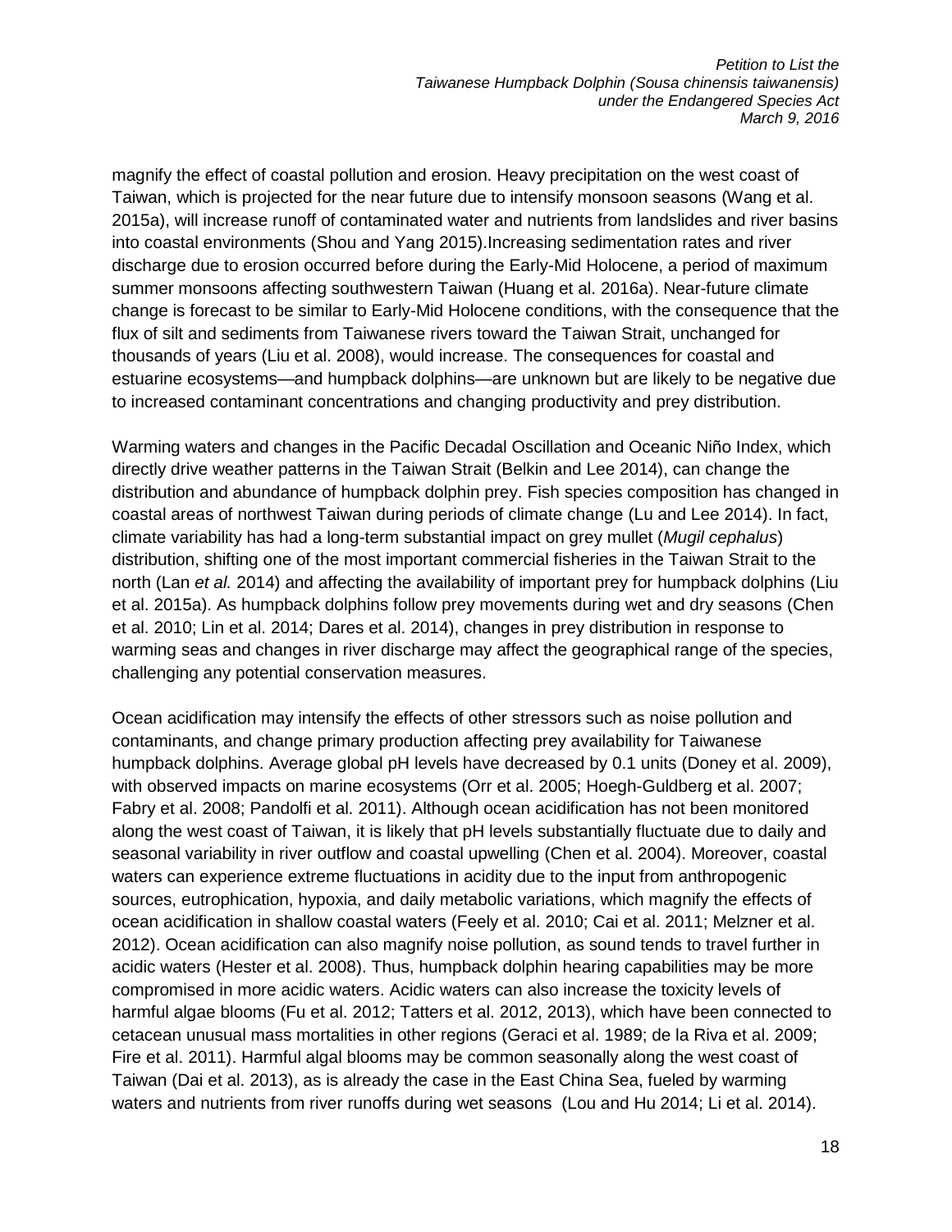magnify the effect of coastal pollution and erosion. Heavy precipitation on the west coast of Taiwan, which is projected for the near future due to intensify monsoon seasons (Wang et al. 2015a), will increase runoff of contaminated water and nutrients from landslides and river basins into coastal environments (Shou and Yang 2015).Increasing sedimentation rates and river discharge due to erosion occurred before during the Early-Mid Holocene, a period of maximum summer monsoons affecting southwestern Taiwan (Huang et al. 2016a). Near-future climate change is forecast to be similar to Early-Mid Holocene conditions, with the consequence that the flux of silt and sediments from Taiwanese rivers toward the Taiwan Strait, unchanged for thousands of years (Liu et al. 2008), would increase. The consequences for coastal and estuarine ecosystems—and humpback dolphins—are unknown but are likely to be negative due to increased contaminant concentrations and changing productivity and prey distribution.

Warming waters and changes in the Pacific Decadal Oscillation and Oceanic Niño Index, which directly drive weather patterns in the Taiwan Strait (Belkin and Lee 2014), can change the distribution and abundance of humpback dolphin prey. Fish species composition has changed in coastal areas of northwest Taiwan during periods of climate change (Lu and Lee 2014). In fact, climate variability has had a long-term substantial impact on grey mullet (*Mugil cephalus*) distribution, shifting one of the most important commercial fisheries in the Taiwan Strait to the north (Lan *et al.* 2014) and affecting the availability of important prey for humpback dolphins (Liu et al. 2015a). As humpback dolphins follow prey movements during wet and dry seasons (Chen et al. 2010; Lin et al. 2014; Dares et al. 2014), changes in prey distribution in response to warming seas and changes in river discharge may affect the geographical range of the species, challenging any potential conservation measures.

Ocean acidification may intensify the effects of other stressors such as noise pollution and contaminants, and change primary production affecting prey availability for Taiwanese humpback dolphins. Average global pH levels have decreased by 0.1 units (Doney et al. 2009), with observed impacts on marine ecosystems (Orr et al. 2005; Hoegh-Guldberg et al. 2007; Fabry et al. 2008; Pandolfi et al. 2011). Although ocean acidification has not been monitored along the west coast of Taiwan, it is likely that pH levels substantially fluctuate due to daily and seasonal variability in river outflow and coastal upwelling (Chen et al. 2004). Moreover, coastal waters can experience extreme fluctuations in acidity due to the input from anthropogenic sources, eutrophication, hypoxia, and daily metabolic variations, which magnify the effects of ocean acidification in shallow coastal waters (Feely et al. 2010; Cai et al. 2011; Melzner et al. 2012). Ocean acidification can also magnify noise pollution, as sound tends to travel further in acidic waters (Hester et al. 2008). Thus, humpback dolphin hearing capabilities may be more compromised in more acidic waters. Acidic waters can also increase the toxicity levels of harmful algae blooms (Fu et al. 2012; Tatters et al. 2012, 2013), which have been connected to cetacean unusual mass mortalities in other regions (Geraci et al. 1989; de la Riva et al. 2009; Fire et al. 2011). Harmful algal blooms may be common seasonally along the west coast of Taiwan (Dai et al. 2013), as is already the case in the East China Sea, fueled by warming waters and nutrients from river runoffs during wet seasons (Lou and Hu 2014; Li et al. 2014).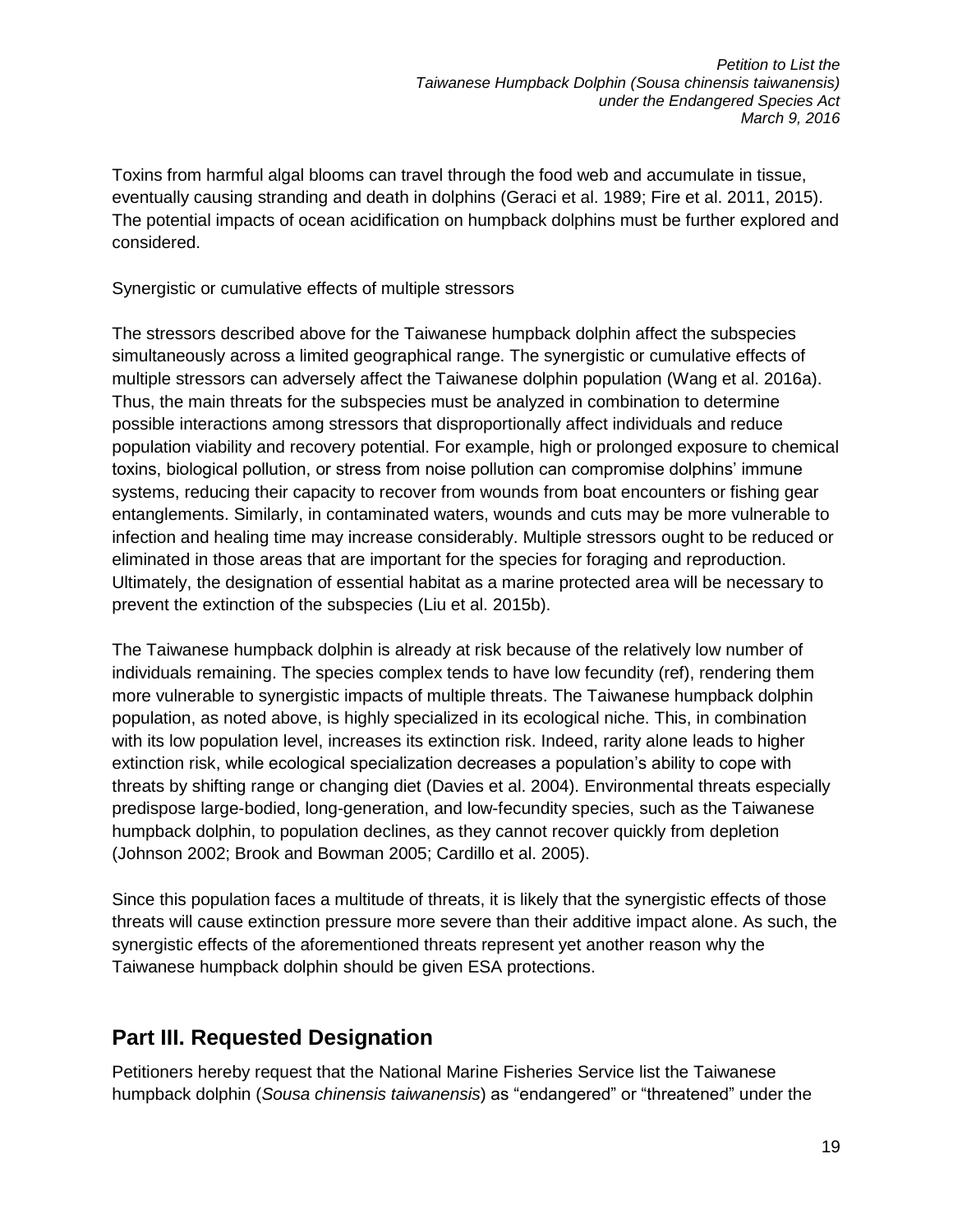Toxins from harmful algal blooms can travel through the food web and accumulate in tissue, eventually causing stranding and death in dolphins (Geraci et al. 1989; Fire et al. 2011, 2015). The potential impacts of ocean acidification on humpback dolphins must be further explored and considered.

Synergistic or cumulative effects of multiple stressors

The stressors described above for the Taiwanese humpback dolphin affect the subspecies simultaneously across a limited geographical range. The synergistic or cumulative effects of multiple stressors can adversely affect the Taiwanese dolphin population (Wang et al. 2016a). Thus, the main threats for the subspecies must be analyzed in combination to determine possible interactions among stressors that disproportionally affect individuals and reduce population viability and recovery potential. For example, high or prolonged exposure to chemical toxins, biological pollution, or stress from noise pollution can compromise dolphins' immune systems, reducing their capacity to recover from wounds from boat encounters or fishing gear entanglements. Similarly, in contaminated waters, wounds and cuts may be more vulnerable to infection and healing time may increase considerably. Multiple stressors ought to be reduced or eliminated in those areas that are important for the species for foraging and reproduction. Ultimately, the designation of essential habitat as a marine protected area will be necessary to prevent the extinction of the subspecies (Liu et al. 2015b).

The Taiwanese humpback dolphin is already at risk because of the relatively low number of individuals remaining. The species complex tends to have low fecundity (ref), rendering them more vulnerable to synergistic impacts of multiple threats. The Taiwanese humpback dolphin population, as noted above, is highly specialized in its ecological niche. This, in combination with its low population level, increases its extinction risk. Indeed, rarity alone leads to higher extinction risk, while ecological specialization decreases a population's ability to cope with threats by shifting range or changing diet (Davies et al. 2004). Environmental threats especially predispose large-bodied, long-generation, and low-fecundity species, such as the Taiwanese humpback dolphin, to population declines, as they cannot recover quickly from depletion (Johnson 2002; Brook and Bowman 2005; Cardillo et al. 2005).

Since this population faces a multitude of threats, it is likely that the synergistic effects of those threats will cause extinction pressure more severe than their additive impact alone. As such, the synergistic effects of the aforementioned threats represent yet another reason why the Taiwanese humpback dolphin should be given ESA protections.

## Part III. Requested Designation

Petitioners hereby request that the National Marine Fisheries Service list the Taiwanese humpback dolphin (*Sousa chinensis taiwanensis*) as "endangered" or "threatened" under the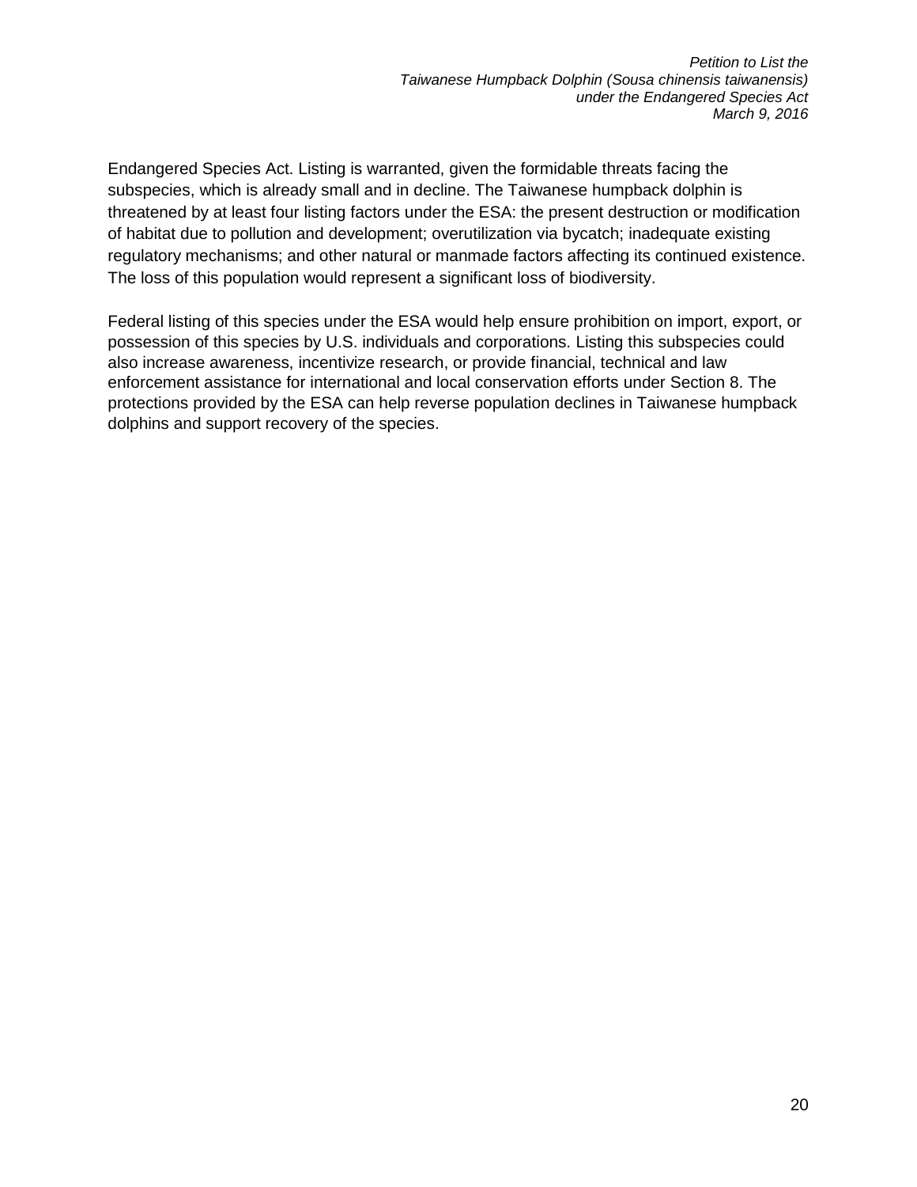Endangered Species Act. Listing is warranted, given the formidable threats facing the subspecies, which is already small and in decline. The Taiwanese humpback dolphin is threatened by at least four listing factors under the ESA: the present destruction or modification of habitat due to pollution and development; overutilization via bycatch; inadequate existing regulatory mechanisms; and other natural or manmade factors affecting its continued existence. The loss of this population would represent a significant loss of biodiversity.

Federal listing of this species under the ESA would help ensure prohibition on import, export, or possession of this species by U.S. individuals and corporations. Listing this subspecies could also increase awareness, incentivize research, or provide financial, technical and law enforcement assistance for international and local conservation efforts under Section 8. The protections provided by the ESA can help reverse population declines in Taiwanese humpback dolphins and support recovery of the species.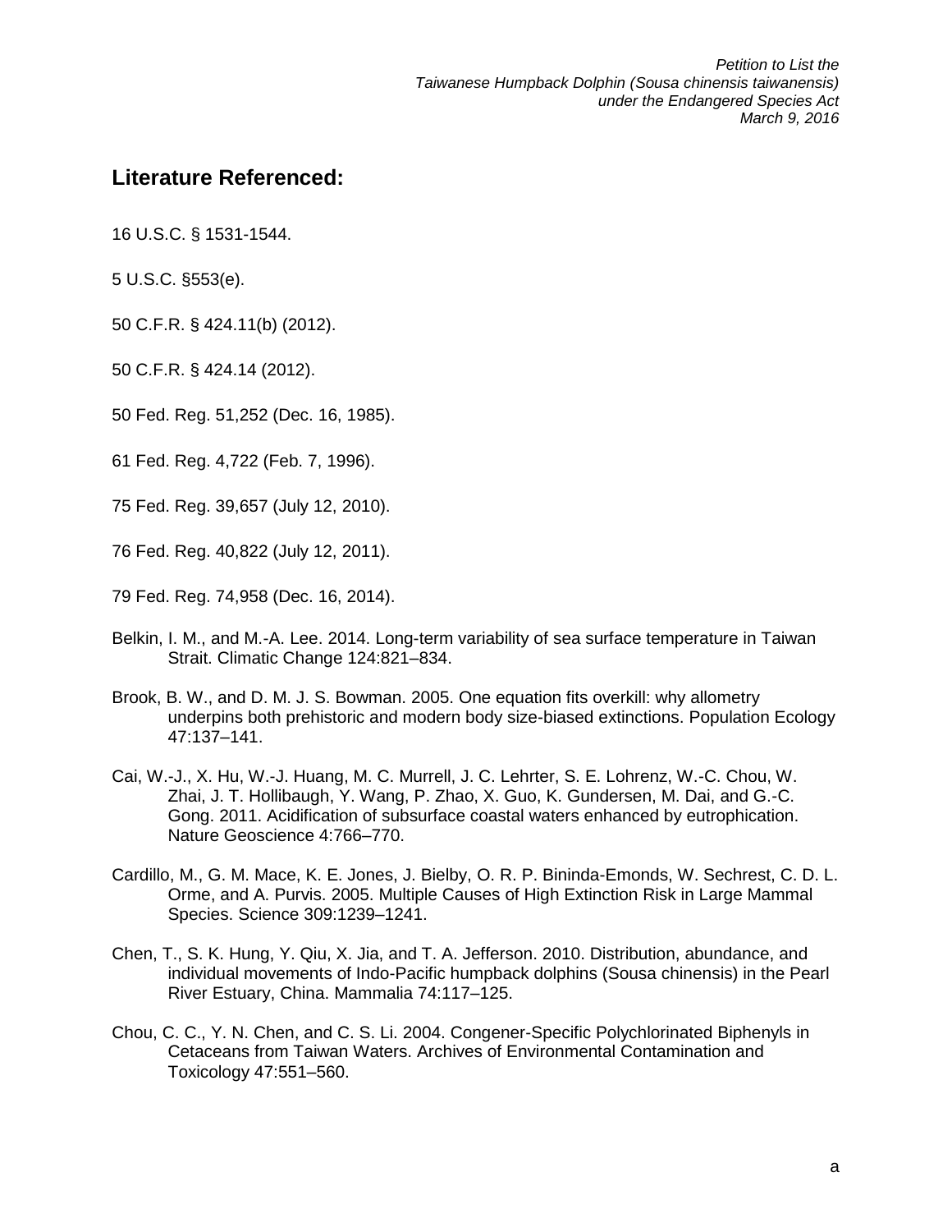## Literature Referenced:

16 U.S.C. § 1531-1544.

5 U.S.C. §553(e).

50 C.F.R. § 424.11(b) (2012).

50 C.F.R. § 424.14 (2012).

50 Fed. Reg. 51,252 (Dec. 16, 1985).

61 Fed. Reg. 4,722 (Feb. 7, 1996).

75 Fed. Reg. 39,657 (July 12, 2010).

76 Fed. Reg. 40,822 (July 12, 2011).

79 Fed. Reg. 74,958 (Dec. 16, 2014).

Belkin, I. M., and M.-A. Lee. 2014. Long-term variability of sea surface temperature in Taiwan Strait. Climatic Change 124:821–834.

Brook, B. W., and D. M. J. S. Bowman. 2005. One equation fits overkill: why allometry underpins both prehistoric and modern body size-biased extinctions. Population Ecology 47:137–141.

Cai, W.-J., X. Hu, W.-J. Huang, M. C. Murrell, J. C. Lehrter, S. E. Lohrenz, W.-C. Chou, W. Zhai, J. T. Hollibaugh, Y. Wang, P. Zhao, X. Guo, K. Gundersen, M. Dai, and G.-C. Gong. 2011. Acidification of subsurface coastal waters enhanced by eutrophication. Nature Geoscience 4:766–770.

Cardillo, M., G. M. Mace, K. E. Jones, J. Bielby, O. R. P. Bininda-Emonds, W. Sechrest, C. D. L. Orme, and A. Purvis. 2005. Multiple Causes of High Extinction Risk in Large Mammal Species. Science 309:1239–1241.

Chen, T., S. K. Hung, Y. Qiu, X. Jia, and T. A. Jefferson. 2010. Distribution, abundance, and individual movements of Indo-Pacific humpback dolphins (Sousa chinensis) in the Pearl River Estuary, China. Mammalia 74:117–125.

Chou, C. C., Y. N. Chen, and C. S. Li. 2004. Congener-Specific Polychlorinated Biphenyls in Cetaceans from Taiwan Waters. Archives of Environmental Contamination and Toxicology 47:551–560.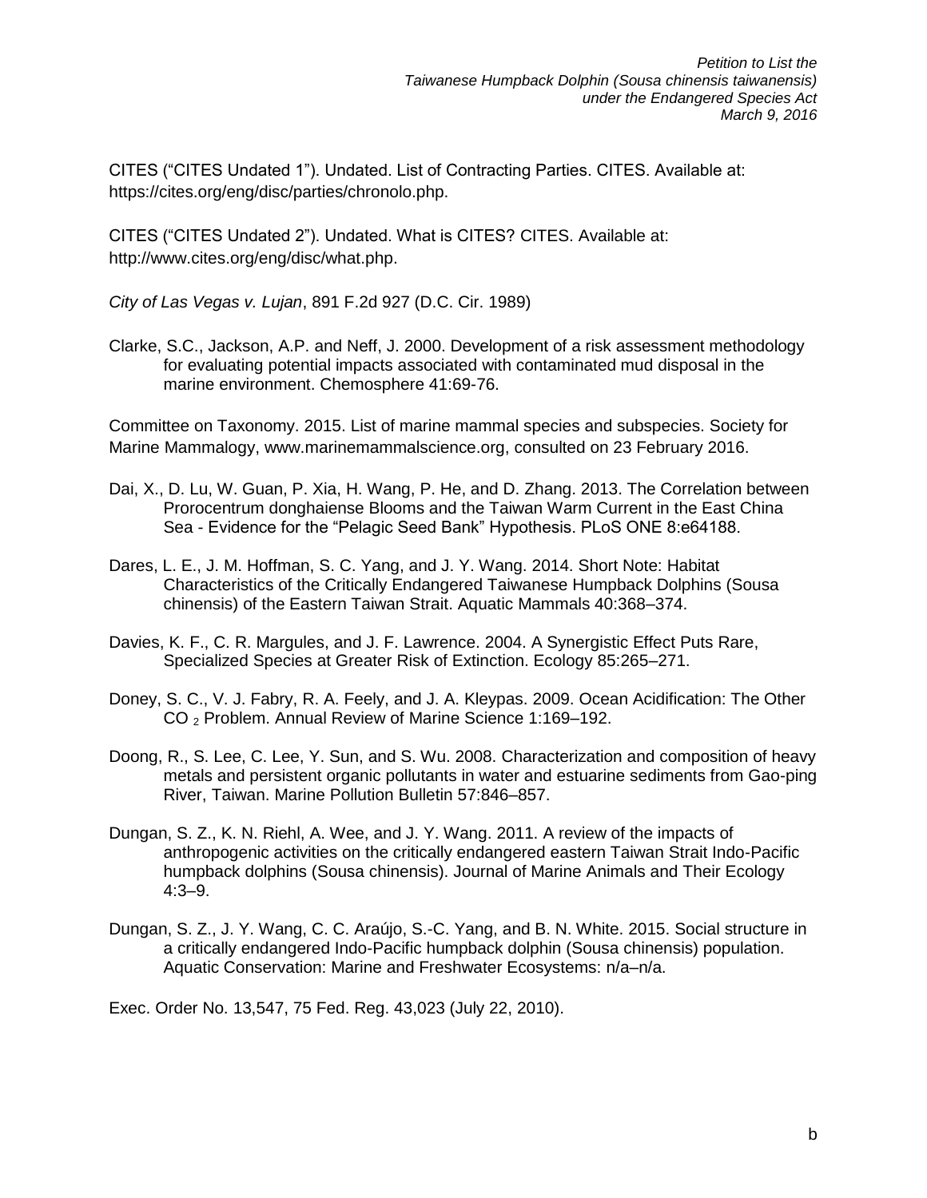CITES ("CITES Undated 1"). Undated. List of Contracting Parties. CITES. Available at: https://cites.org/eng/disc/parties/chronolo.php.

CITES ("CITES Undated 2"). Undated. What is CITES? CITES. Available at: http://www.cites.org/eng/disc/what.php.

*City of Las Vegas v. Lujan*, 891 F.2d 927 (D.C. Cir. 1989)

Clarke, S.C., Jackson, A.P. and Neff, J. 2000. Development of a risk assessment methodology for evaluating potential impacts associated with contaminated mud disposal in the marine environment. Chemosphere 41:69-76.

Committee on Taxonomy. 2015. List of marine mammal species and subspecies. Society for Marine Mammalogy, www.marinemammalscience.org, consulted on 23 February 2016.

Dai, X., D. Lu, W. Guan, P. Xia, H. Wang, P. He, and D. Zhang. 2013. The Correlation between Prorocentrum donghaiense Blooms and the Taiwan Warm Current in the East China Sea - Evidence for the "Pelagic Seed Bank" Hypothesis. PLoS ONE 8:e64188.

Dares, L. E., J. M. Hoffman, S. C. Yang, and J. Y. Wang. 2014. Short Note: Habitat Characteristics of the Critically Endangered Taiwanese Humpback Dolphins (Sousa chinensis) of the Eastern Taiwan Strait. Aquatic Mammals 40:368–374.

Davies, K. F., C. R. Margules, and J. F. Lawrence. 2004. A Synergistic Effect Puts Rare, Specialized Species at Greater Risk of Extinction. Ecology 85:265–271.

Doney, S. C., V. J. Fabry, R. A. Feely, and J. A. Kleypas. 2009. Ocean Acidification: The Other $CO_2$ Problem. Annual Review of Marine Science 1:169–192.

Doong, R., S. Lee, C. Lee, Y. Sun, and S. Wu. 2008. Characterization and composition of heavy metals and persistent organic pollutants in water and estuarine sediments from Gao-ping River, Taiwan. Marine Pollution Bulletin 57:846–857.

Dungan, S. Z., K. N. Riehl, A. Wee, and J. Y. Wang. 2011. A review of the impacts of anthropogenic activities on the critically endangered eastern Taiwan Strait Indo-Pacific humpback dolphins (Sousa chinensis). Journal of Marine Animals and Their Ecology 4:3–9.

Dungan, S. Z., J. Y. Wang, C. C. Araújo, S.-C. Yang, and B. N. White. 2015. Social structure in a critically endangered Indo-Pacific humpback dolphin (Sousa chinensis) population. Aquatic Conservation: Marine and Freshwater Ecosystems: n/a–n/a.

Exec. Order No. 13,547, 75 Fed. Reg. 43,023 (July 22, 2010).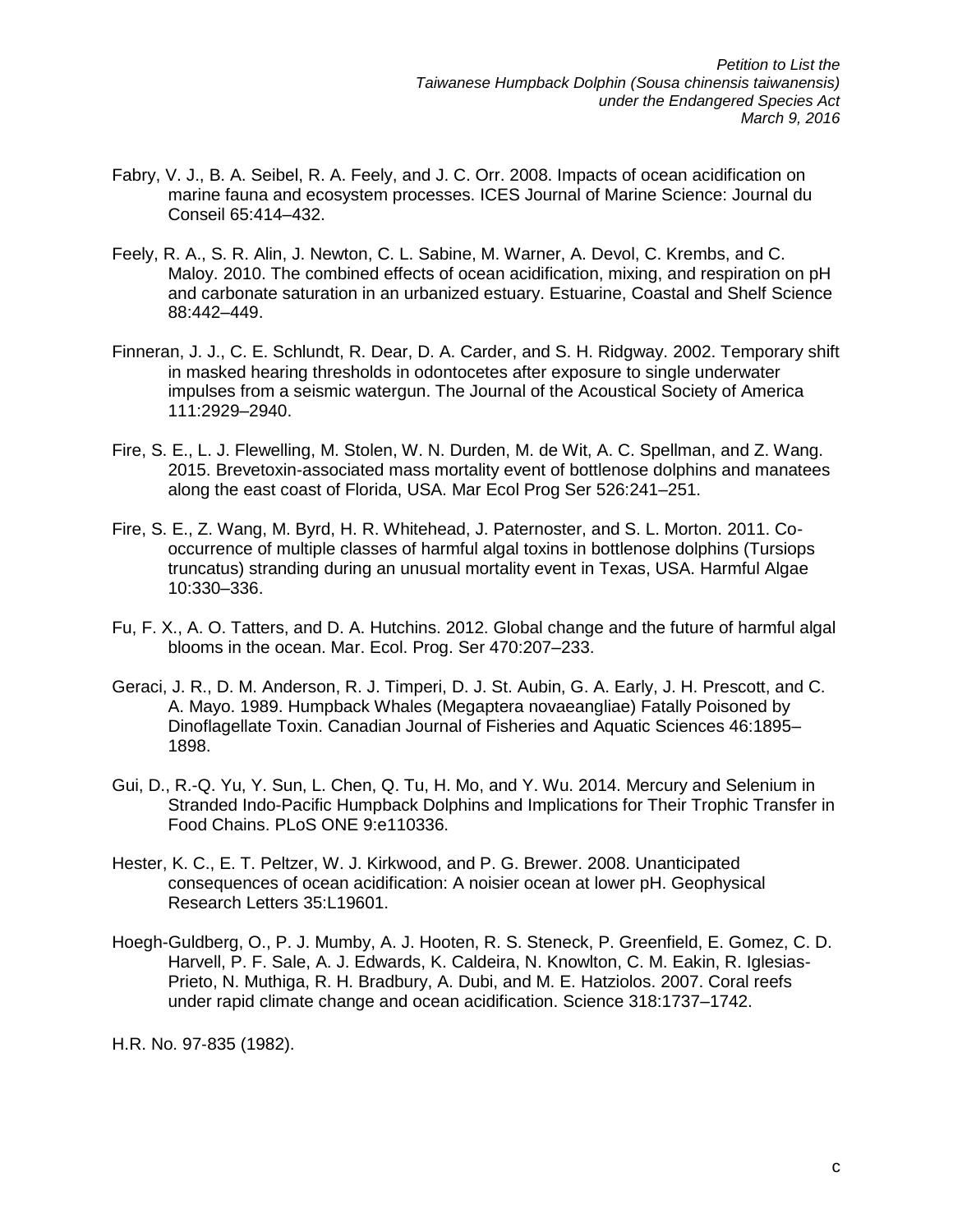Fabry, V. J., B. A. Seibel, R. A. Feely, and J. C. Orr. 2008. Impacts of ocean acidification on marine fauna and ecosystem processes. ICES Journal of Marine Science: Journal du Conseil 65:414–432.

Feely, R. A., S. R. Alin, J. Newton, C. L. Sabine, M. Warner, A. Devol, C. Krembs, and C. Maloy. 2010. The combined effects of ocean acidification, mixing, and respiration on pH and carbonate saturation in an urbanized estuary. Estuarine, Coastal and Shelf Science 88:442–449.

Finneran, J. J., C. E. Schlundt, R. Dear, D. A. Carder, and S. H. Ridgway. 2002. Temporary shift in masked hearing thresholds in odontocetes after exposure to single underwater impulses from a seismic watergun. The Journal of the Acoustical Society of America 111:2929–2940.

Fire, S. E., L. J. Flewelling, M. Stolen, W. N. Durden, M. de Wit, A. C. Spellman, and Z. Wang. 2015. Brevetoxin-associated mass mortality event of bottlenose dolphins and manatees along the east coast of Florida, USA. Mar Ecol Prog Ser 526:241–251.

Fire, S. E., Z. Wang, M. Byrd, H. R. Whitehead, J. Paternoster, and S. L. Morton. 2011. Co-occurrence of multiple classes of harmful algal toxins in bottlenose dolphins (Tursiops truncatus) stranding during an unusual mortality event in Texas, USA. Harmful Algae 10:330–336.

Fu, F. X., A. O. Tatters, and D. A. Hutchins. 2012. Global change and the future of harmful algal blooms in the ocean. Mar. Ecol. Prog. Ser 470:207–233.

Geraci, J. R., D. M. Anderson, R. J. Timperi, D. J. St. Aubin, G. A. Early, J. H. Prescott, and C. A. Mayo. 1989. Humpback Whales (Megaptera novaeangliae) Fatally Poisoned by Dinoflagellate Toxin. Canadian Journal of Fisheries and Aquatic Sciences 46:1895–1898.

Gui, D., R.-Q. Yu, Y. Sun, L. Chen, Q. Tu, H. Mo, and Y. Wu. 2014. Mercury and Selenium in Stranded Indo-Pacific Humpback Dolphins and Implications for Their Trophic Transfer in Food Chains. PLoS ONE 9:e110336.

Hester, K. C., E. T. Peltzer, W. J. Kirkwood, and P. G. Brewer. 2008. Unanticipated consequences of ocean acidification: A noisier ocean at lower pH. Geophysical Research Letters 35:L19601.

Hoegh-Guldberg, O., P. J. Mumby, A. J. Hooten, R. S. Steneck, P. Greenfield, E. Gomez, C. D. Harvell, P. F. Sale, A. J. Edwards, K. Caldeira, N. Knowlton, C. M. Eakin, R. Iglesias-Prieto, N. Muthiga, R. H. Bradbury, A. Dubi, and M. E. Hatziolos. 2007. Coral reefs under rapid climate change and ocean acidification. Science 318:1737–1742.

H.R. No. 97-835 (1982).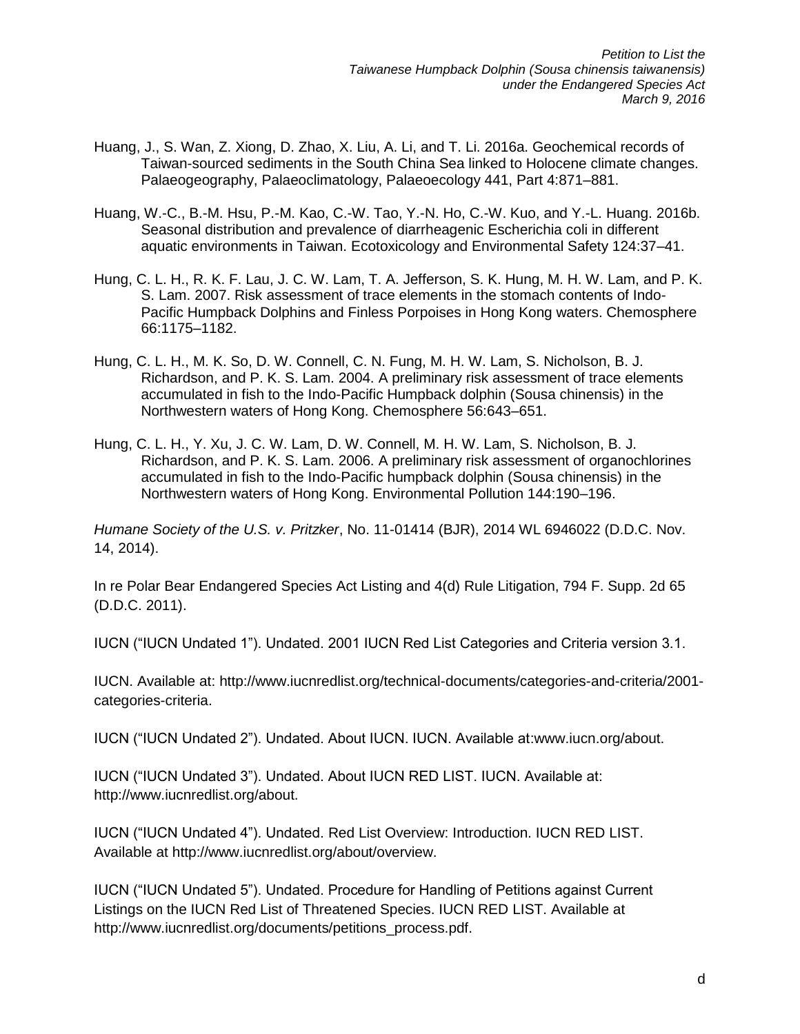Huang, J., S. Wan, Z. Xiong, D. Zhao, X. Liu, A. Li, and T. Li. 2016a. Geochemical records of Taiwan-sourced sediments in the South China Sea linked to Holocene climate changes. Palaeogeography, Palaeoclimatology, Palaeoecology 441, Part 4:871–881.

Huang, W.-C., B.-M. Hsu, P.-M. Kao, C.-W. Tao, Y.-N. Ho, C.-W. Kuo, and Y.-L. Huang. 2016b. Seasonal distribution and prevalence of diarrheagenic Escherichia coli in different aquatic environments in Taiwan. Ecotoxicology and Environmental Safety 124:37–41.

Hung, C. L. H., R. K. F. Lau, J. C. W. Lam, T. A. Jefferson, S. K. Hung, M. H. W. Lam, and P. K. S. Lam. 2007. Risk assessment of trace elements in the stomach contents of Indo-Pacific Humpback Dolphins and Finless Porpoises in Hong Kong waters. Chemosphere 66:1175–1182.

Hung, C. L. H., M. K. So, D. W. Connell, C. N. Fung, M. H. W. Lam, S. Nicholson, B. J. Richardson, and P. K. S. Lam. 2004. A preliminary risk assessment of trace elements accumulated in fish to the Indo-Pacific Humpback dolphin (Sousa chinensis) in the Northwestern waters of Hong Kong. Chemosphere 56:643–651.

Hung, C. L. H., Y. Xu, J. C. W. Lam, D. W. Connell, M. H. W. Lam, S. Nicholson, B. J. Richardson, and P. K. S. Lam. 2006. A preliminary risk assessment of organochlorines accumulated in fish to the Indo-Pacific humpback dolphin (Sousa chinensis) in the Northwestern waters of Hong Kong. Environmental Pollution 144:190–196.

*Humane Society of the U.S. v. Pritzker*, No. 11-01414 (BJR), 2014 WL 6946022 (D.D.C. Nov. 14, 2014).

In re Polar Bear Endangered Species Act Listing and 4(d) Rule Litigation, 794 F. Supp. 2d 65 (D.D.C. 2011).

IUCN ("IUCN Undated 1"). Undated. 2001 IUCN Red List Categories and Criteria version 3.1.

IUCN. Available at: http://www.iucnredlist.org/technical-documents/categories-and-criteria/2001-categories-criteria.

IUCN ("IUCN Undated 2"). Undated. About IUCN. IUCN. Available at:www.iucn.org/about.

IUCN ("IUCN Undated 3"). Undated. About IUCN RED LIST. IUCN. Available at: http://www.iucnredlist.org/about.

IUCN ("IUCN Undated 4"). Undated. Red List Overview: Introduction. IUCN RED LIST. Available at http://www.iucnredlist.org/about/overview.

IUCN ("IUCN Undated 5"). Undated. Procedure for Handling of Petitions against Current Listings on the IUCN Red List of Threatened Species. IUCN RED LIST. Available at http://www.iucnredlist.org/documents/petitions_process.pdf.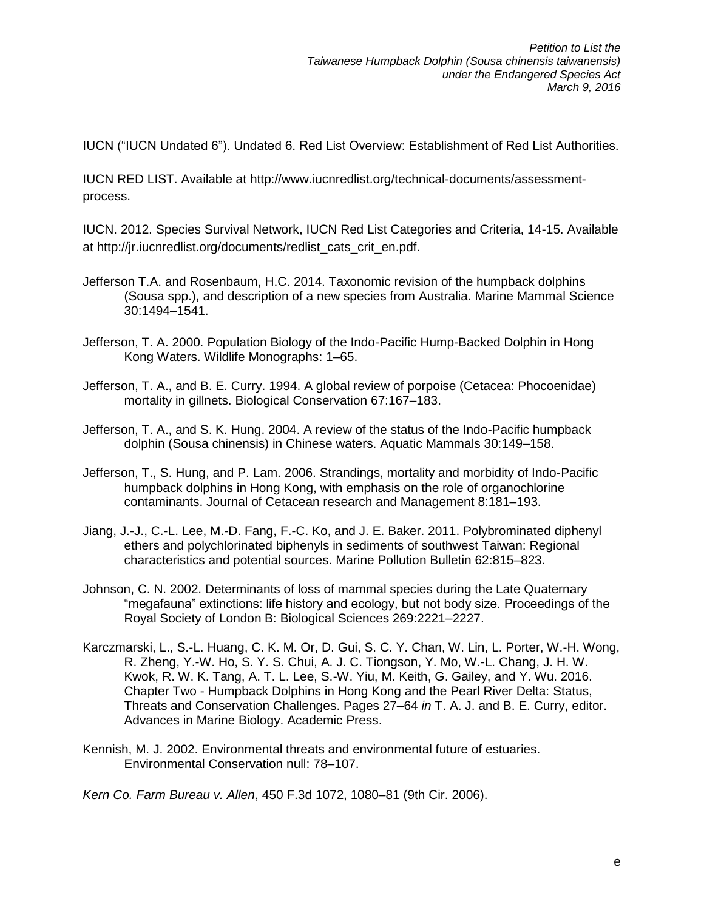IUCN ("IUCN Undated 6"). Undated 6. Red List Overview: Establishment of Red List Authorities.

IUCN RED LIST. Available at http://www.iucnredlist.org/technical-documents/assessment-process.

IUCN. 2012. Species Survival Network, IUCN Red List Categories and Criteria, 14-15. Available at http://jr.iucnredlist.org/documents/redlist_cats_crit_en.pdf.

Jefferson T.A. and Rosenbaum, H.C. 2014. Taxonomic revision of the humpback dolphins (Sousa spp.), and description of a new species from Australia. Marine Mammal Science 30:1494–1541.

Jefferson, T. A. 2000. Population Biology of the Indo-Pacific Hump-Backed Dolphin in Hong Kong Waters. Wildlife Monographs: 1–65.

Jefferson, T. A., and B. E. Curry. 1994. A global review of porpoise (Cetacea: Phocoenidae) mortality in gillnets. Biological Conservation 67:167–183.

Jefferson, T. A., and S. K. Hung. 2004. A review of the status of the Indo-Pacific humpback dolphin (Sousa chinensis) in Chinese waters. Aquatic Mammals 30:149–158.

Jefferson, T., S. Hung, and P. Lam. 2006. Strandings, mortality and morbidity of Indo-Pacific humpback dolphins in Hong Kong, with emphasis on the role of organochlorine contaminants. Journal of Cetacean research and Management 8:181–193.

Jiang, J.-J., C.-L. Lee, M.-D. Fang, F.-C. Ko, and J. E. Baker. 2011. Polybrominated diphenyl ethers and polychlorinated biphenyls in sediments of southwest Taiwan: Regional characteristics and potential sources. Marine Pollution Bulletin 62:815–823.

Johnson, C. N. 2002. Determinants of loss of mammal species during the Late Quaternary "megafauna" extinctions: life history and ecology, but not body size. Proceedings of the Royal Society of London B: Biological Sciences 269:2221–2227.

Karczmarski, L., S.-L. Huang, C. K. M. Or, D. Gui, S. C. Y. Chan, W. Lin, L. Porter, W.-H. Wong, R. Zheng, Y.-W. Ho, S. Y. S. Chui, A. J. C. Tiongson, Y. Mo, W.-L. Chang, J. H. W. Kwok, R. W. K. Tang, A. T. L. Lee, S.-W. Yiu, M. Keith, G. Gailey, and Y. Wu. 2016. Chapter Two - Humpback Dolphins in Hong Kong and the Pearl River Delta: Status, Threats and Conservation Challenges. Pages 27–64 *in* T. A. J. and B. E. Curry, editor. Advances in Marine Biology. Academic Press.

Kennish, M. J. 2002. Environmental threats and environmental future of estuaries. Environmental Conservation null: 78–107.

*Kern Co. Farm Bureau v. Allen*, 450 F.3d 1072, 1080–81 (9th Cir. 2006).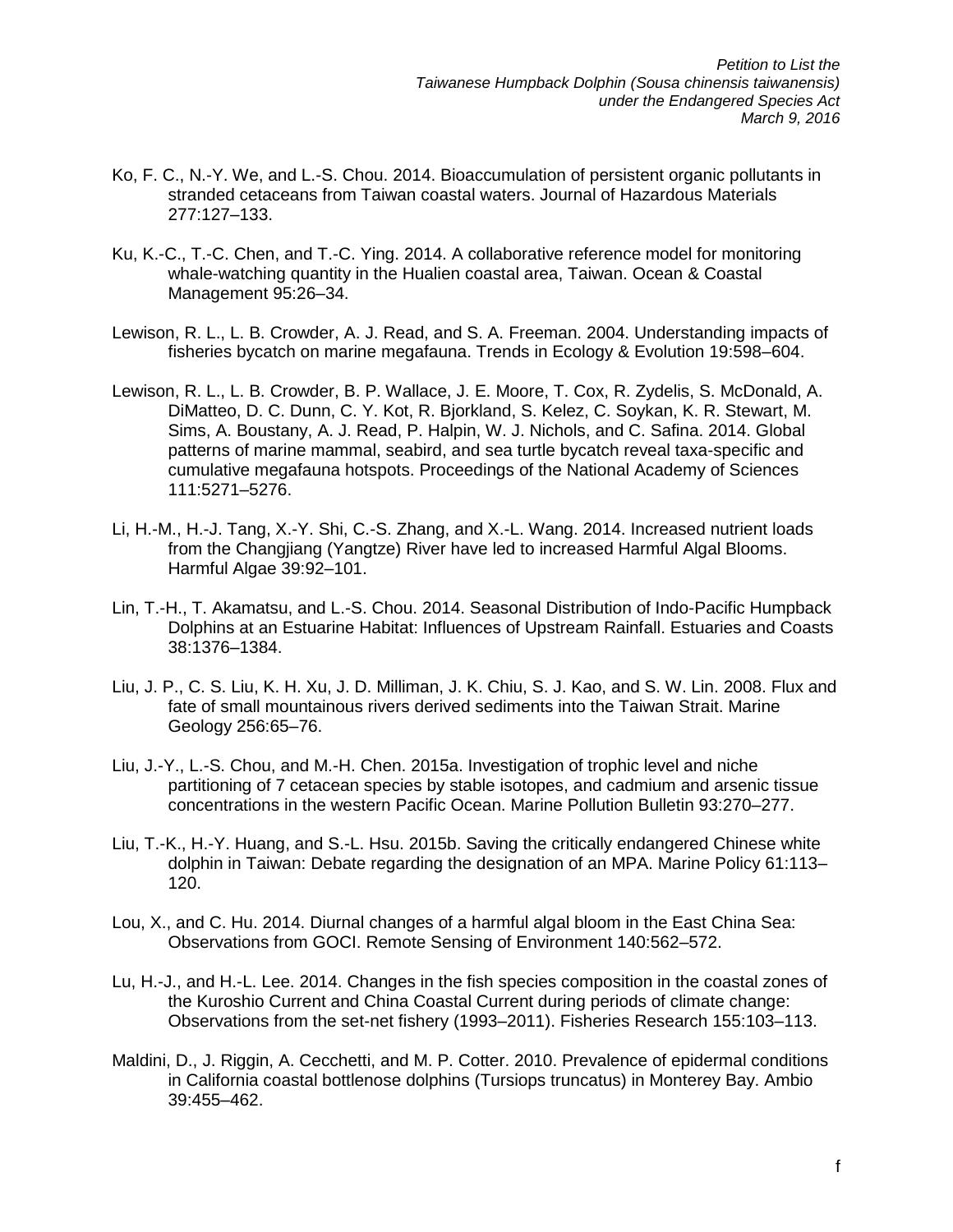Ko, F. C., N.-Y. We, and L.-S. Chou. 2014. Bioaccumulation of persistent organic pollutants in stranded cetaceans from Taiwan coastal waters. Journal of Hazardous Materials 277:127–133.

Ku, K.-C., T.-C. Chen, and T.-C. Ying. 2014. A collaborative reference model for monitoring whale-watching quantity in the Hualien coastal area, Taiwan. Ocean & Coastal Management 95:26–34.

Lewison, R. L., L. B. Crowder, A. J. Read, and S. A. Freeman. 2004. Understanding impacts of fisheries bycatch on marine megafauna. Trends in Ecology & Evolution 19:598–604.

Lewison, R. L., L. B. Crowder, B. P. Wallace, J. E. Moore, T. Cox, R. Zydelis, S. McDonald, A. DiMatteo, D. C. Dunn, C. Y. Kot, R. Bjorkland, S. Kelez, C. Soykan, K. R. Stewart, M. Sims, A. Boustany, A. J. Read, P. Halpin, W. J. Nichols, and C. Safina. 2014. Global patterns of marine mammal, seabird, and sea turtle bycatch reveal taxa-specific and cumulative megafauna hotspots. Proceedings of the National Academy of Sciences 111:5271–5276.

Li, H.-M., H.-J. Tang, X.-Y. Shi, C.-S. Zhang, and X.-L. Wang. 2014. Increased nutrient loads from the Changjiang (Yangtze) River have led to increased Harmful Algal Blooms. Harmful Algae 39:92–101.

Lin, T.-H., T. Akamatsu, and L.-S. Chou. 2014. Seasonal Distribution of Indo-Pacific Humpback Dolphins at an Estuarine Habitat: Influences of Upstream Rainfall. Estuaries and Coasts 38:1376–1384.

Liu, J. P., C. S. Liu, K. H. Xu, J. D. Milliman, J. K. Chiu, S. J. Kao, and S. W. Lin. 2008. Flux and fate of small mountainous rivers derived sediments into the Taiwan Strait. Marine Geology 256:65–76.

Liu, J.-Y., L.-S. Chou, and M.-H. Chen. 2015a. Investigation of trophic level and niche partitioning of 7 cetacean species by stable isotopes, and cadmium and arsenic tissue concentrations in the western Pacific Ocean. Marine Pollution Bulletin 93:270–277.

Liu, T.-K., H.-Y. Huang, and S.-L. Hsu. 2015b. Saving the critically endangered Chinese white dolphin in Taiwan: Debate regarding the designation of an MPA. Marine Policy 61:113–120.

Lou, X., and C. Hu. 2014. Diurnal changes of a harmful algal bloom in the East China Sea: Observations from GOCI. Remote Sensing of Environment 140:562–572.

Lu, H.-J., and H.-L. Lee. 2014. Changes in the fish species composition in the coastal zones of the Kuroshio Current and China Coastal Current during periods of climate change: Observations from the set-net fishery (1993–2011). Fisheries Research 155:103–113.

Maldini, D., J. Riggin, A. Cecchetti, and M. P. Cotter. 2010. Prevalence of epidermal conditions in California coastal bottlenose dolphins (Tursiops truncatus) in Monterey Bay. Ambio 39:455–462.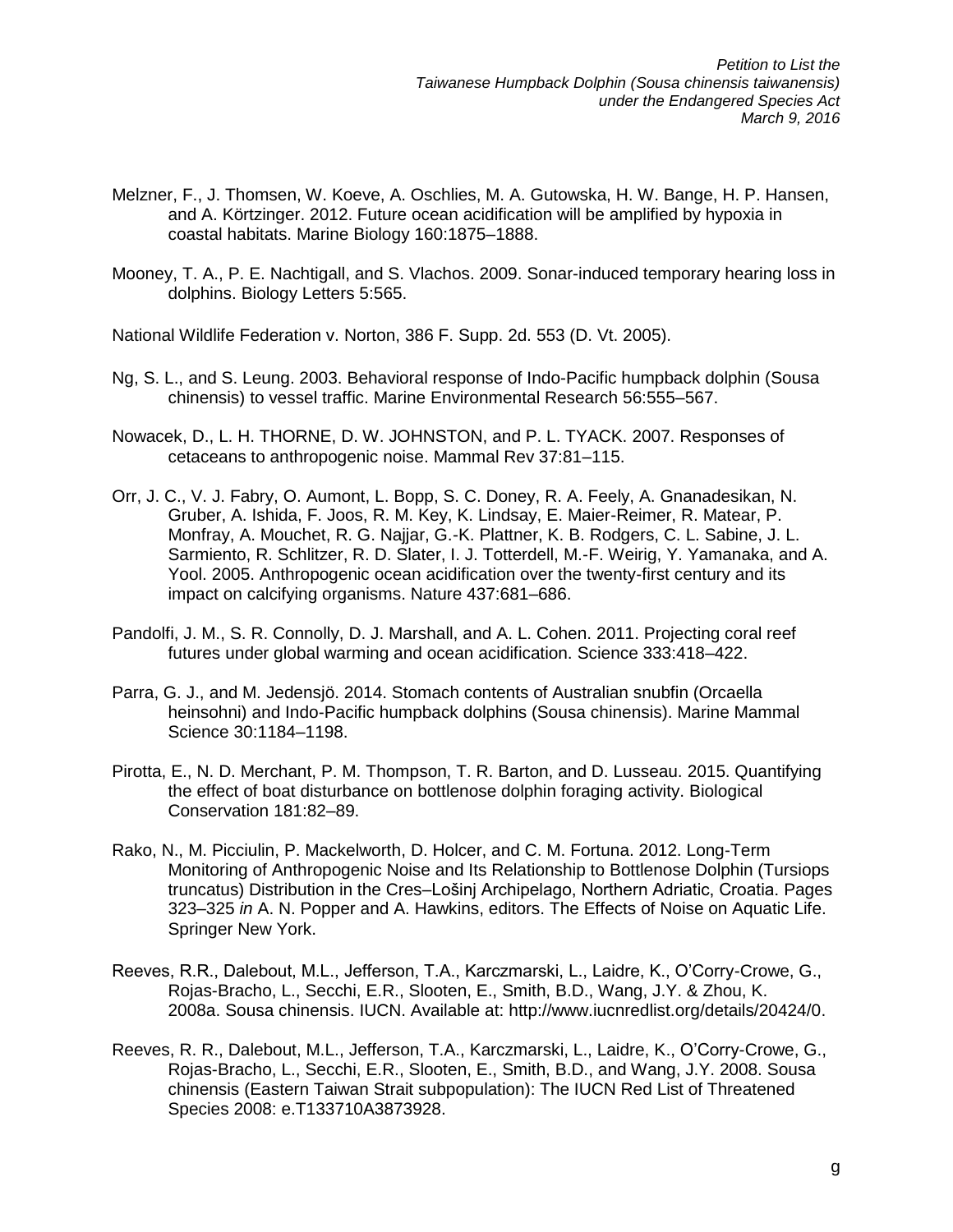Melzner, F., J. Thomsen, W. Koeve, A. Oschlies, M. A. Gutowska, H. W. Bange, H. P. Hansen, and A. Körtzinger. 2012. Future ocean acidification will be amplified by hypoxia in coastal habitats. Marine Biology 160:1875–1888.

Mooney, T. A., P. E. Nachtigall, and S. Vlachos. 2009. Sonar-induced temporary hearing loss in dolphins. Biology Letters 5:565.

National Wildlife Federation v. Norton, 386 F. Supp. 2d. 553 (D. Vt. 2005).

Ng, S. L., and S. Leung. 2003. Behavioral response of Indo-Pacific humpback dolphin (Sousa chinensis) to vessel traffic. Marine Environmental Research 56:555–567.

Nowacek, D., L. H. THORNE, D. W. JOHNSTON, and P. L. TYACK. 2007. Responses of cetaceans to anthropogenic noise. Mammal Rev 37:81–115.

Orr, J. C., V. J. Fabry, O. Aumont, L. Bopp, S. C. Doney, R. A. Feely, A. Gnanadesikan, N. Gruber, A. Ishida, F. Joos, R. M. Key, K. Lindsay, E. Maier-Reimer, R. Matear, P. Monfray, A. Mouchet, R. G. Najjar, G.-K. Plattner, K. B. Rodgers, C. L. Sabine, J. L. Sarmiento, R. Schlitzer, R. D. Slater, I. J. Totterdell, M.-F. Weirig, Y. Yamanaka, and A. Yool. 2005. Anthropogenic ocean acidification over the twenty-first century and its impact on calcifying organisms. Nature 437:681–686.

Pandolfi, J. M., S. R. Connolly, D. J. Marshall, and A. L. Cohen. 2011. Projecting coral reef futures under global warming and ocean acidification. Science 333:418–422.

Parra, G. J., and M. Jedensjö. 2014. Stomach contents of Australian snubfin (Orcaella heinsohni) and Indo-Pacific humpback dolphins (Sousa chinensis). Marine Mammal Science 30:1184–1198.

Pirotta, E., N. D. Merchant, P. M. Thompson, T. R. Barton, and D. Lusseau. 2015. Quantifying the effect of boat disturbance on bottlenose dolphin foraging activity. Biological Conservation 181:82–89.

Rako, N., M. Picciulin, P. Mackelworth, D. Holcer, and C. M. Fortuna. 2012. Long-Term Monitoring of Anthropogenic Noise and Its Relationship to Bottlenose Dolphin (Tursiops truncatus) Distribution in the Cres–Lošinj Archipelago, Northern Adriatic, Croatia. Pages 323–325 *in* A. N. Popper and A. Hawkins, editors. The Effects of Noise on Aquatic Life. Springer New York.

Reeves, R.R., Dalebout, M.L., Jefferson, T.A., Karczmarski, L., Laidre, K., O'Corry-Crowe, G., Rojas-Bracho, L., Secchi, E.R., Slooten, E., Smith, B.D., Wang, J.Y. & Zhou, K. 2008a. Sousa chinensis. IUCN. Available at: http://www.iucnredlist.org/details/20424/0.

Reeves, R. R., Dalebout, M.L., Jefferson, T.A., Karczmarski, L., Laidre, K., O'Corry-Crowe, G., Rojas-Bracho, L., Secchi, E.R., Slooten, E., Smith, B.D., and Wang, J.Y. 2008. Sousa chinensis (Eastern Taiwan Strait subpopulation): The IUCN Red List of Threatened Species 2008: e.T133710A3873928.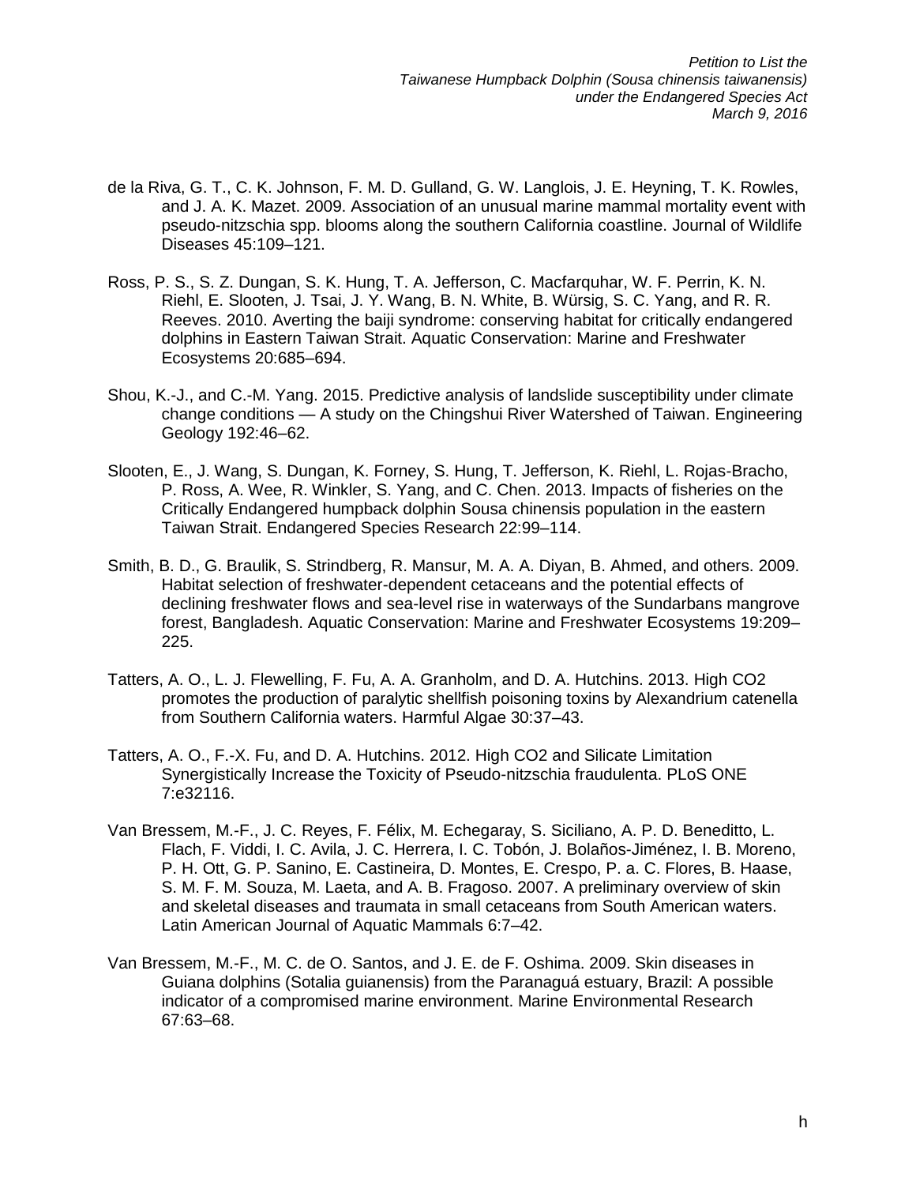de la Riva, G. T., C. K. Johnson, F. M. D. Gulland, G. W. Langlois, J. E. Heyning, T. K. Rowles, and J. A. K. Mazet. 2009. Association of an unusual marine mammal mortality event with pseudo-nitzschia spp. blooms along the southern California coastline. Journal of Wildlife Diseases 45:109–121.

Ross, P. S., S. Z. Dungan, S. K. Hung, T. A. Jefferson, C. Macfarquhar, W. F. Perrin, K. N. Riehl, E. Slooten, J. Tsai, J. Y. Wang, B. N. White, B. Würsig, S. C. Yang, and R. R. Reeves. 2010. Averting the baiji syndrome: conserving habitat for critically endangered dolphins in Eastern Taiwan Strait. Aquatic Conservation: Marine and Freshwater Ecosystems 20:685–694.

Shou, K.-J., and C.-M. Yang. 2015. Predictive analysis of landslide susceptibility under climate change conditions — A study on the Chingshui River Watershed of Taiwan. Engineering Geology 192:46–62.

Slooten, E., J. Wang, S. Dungan, K. Forney, S. Hung, T. Jefferson, K. Riehl, L. Rojas-Bracho, P. Ross, A. Wee, R. Winkler, S. Yang, and C. Chen. 2013. Impacts of fisheries on the Critically Endangered humpback dolphin Sousa chinensis population in the eastern Taiwan Strait. Endangered Species Research 22:99–114.

Smith, B. D., G. Braulik, S. Strindberg, R. Mansur, M. A. A. Diyan, B. Ahmed, and others. 2009. Habitat selection of freshwater-dependent cetaceans and the potential effects of declining freshwater flows and sea-level rise in waterways of the Sundarbans mangrove forest, Bangladesh. Aquatic Conservation: Marine and Freshwater Ecosystems 19:209–225.

Tatters, A. O., L. J. Flewelling, F. Fu, A. A. Granholm, and D. A. Hutchins. 2013. High CO2 promotes the production of paralytic shellfish poisoning toxins by Alexandrium catenella from Southern California waters. Harmful Algae 30:37–43.

Tatters, A. O., F.-X. Fu, and D. A. Hutchins. 2012. High CO2 and Silicate Limitation Synergistically Increase the Toxicity of Pseudo-nitzschia fraudulenta. PLoS ONE 7:e32116.

Van Bressem, M.-F., J. C. Reyes, F. Félix, M. Echegaray, S. Siciliano, A. P. D. Beneditto, L. Flach, F. Viddi, I. C. Avila, J. C. Herrera, I. C. Tobón, J. Bolaños-Jiménez, I. B. Moreno, P. H. Ott, G. P. Sanino, E. Castineira, D. Montes, E. Crespo, P. a. C. Flores, B. Haase, S. M. F. M. Souza, M. Laeta, and A. B. Fragoso. 2007. A preliminary overview of skin and skeletal diseases and traumata in small cetaceans from South American waters. Latin American Journal of Aquatic Mammals 6:7–42.

Van Bressem, M.-F., M. C. de O. Santos, and J. E. de F. Oshima. 2009. Skin diseases in Guiana dolphins (Sotalia guianensis) from the Paranaguá estuary, Brazil: A possible indicator of a compromised marine environment. Marine Environmental Research 67:63–68.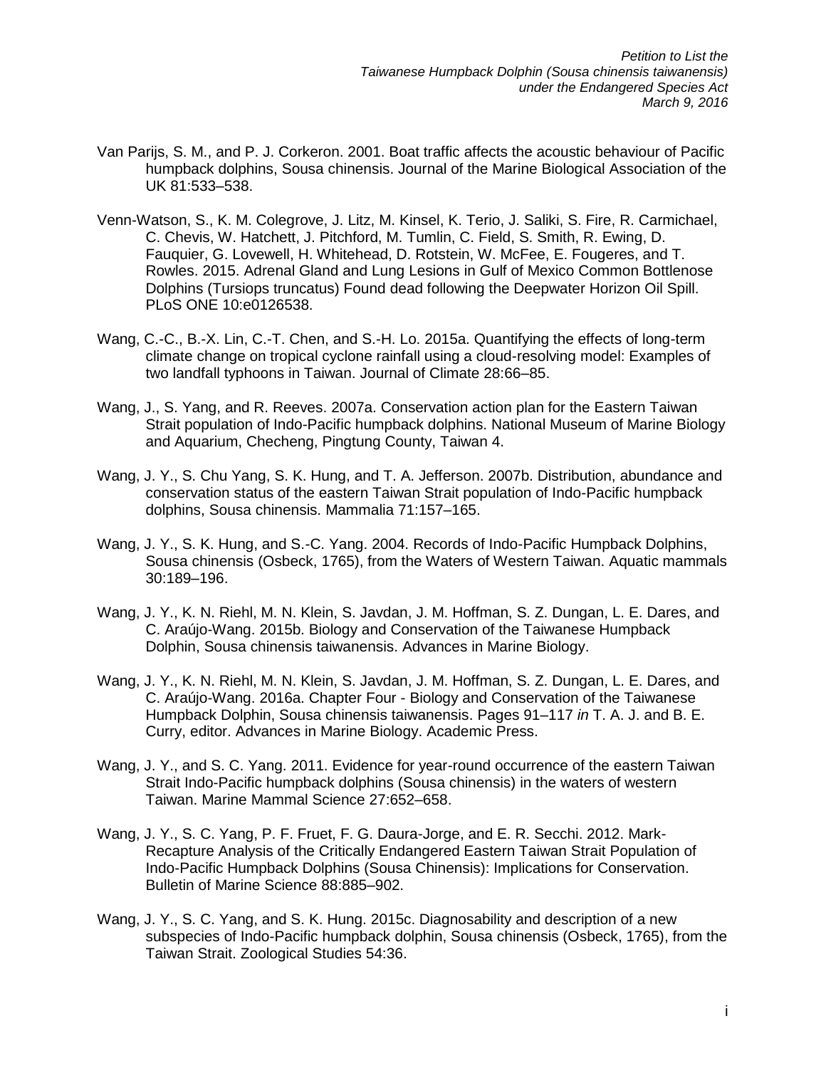Van Parijs, S. M., and P. J. Corkeron. 2001. Boat traffic affects the acoustic behaviour of Pacific humpback dolphins, Sousa chinensis. Journal of the Marine Biological Association of the UK 81:533–538.

Venn-Watson, S., K. M. Colegrove, J. Litz, M. Kinsel, K. Terio, J. Saliki, S. Fire, R. Carmichael, C. Chevis, W. Hatchett, J. Pitchford, M. Tumlin, C. Field, S. Smith, R. Ewing, D. Fauquier, G. Lovewell, H. Whitehead, D. Rotstein, W. McFee, E. Fougeres, and T. Rowles. 2015. Adrenal Gland and Lung Lesions in Gulf of Mexico Common Bottlenose Dolphins (Tursiops truncatus) Found dead following the Deepwater Horizon Oil Spill. PLoS ONE 10:e0126538.

Wang, C.-C., B.-X. Lin, C.-T. Chen, and S.-H. Lo. 2015a. Quantifying the effects of long-term climate change on tropical cyclone rainfall using a cloud-resolving model: Examples of two landfall typhoons in Taiwan. Journal of Climate 28:66–85.

Wang, J., S. Yang, and R. Reeves. 2007a. Conservation action plan for the Eastern Taiwan Strait population of Indo-Pacific humpback dolphins. National Museum of Marine Biology and Aquarium, Checheng, Pingtung County, Taiwan 4.

Wang, J. Y., S. Chu Yang, S. K. Hung, and T. A. Jefferson. 2007b. Distribution, abundance and conservation status of the eastern Taiwan Strait population of Indo-Pacific humpback dolphins, Sousa chinensis. Mammalia 71:157–165.

Wang, J. Y., S. K. Hung, and S.-C. Yang. 2004. Records of Indo-Pacific Humpback Dolphins, Sousa chinensis (Osbeck, 1765), from the Waters of Western Taiwan. Aquatic mammals 30:189–196.

Wang, J. Y., K. N. Riehl, M. N. Klein, S. Javdan, J. M. Hoffman, S. Z. Dungan, L. E. Dares, and C. Araújo-Wang. 2015b. Biology and Conservation of the Taiwanese Humpback Dolphin, Sousa chinensis taiwanensis. Advances in Marine Biology.

Wang, J. Y., K. N. Riehl, M. N. Klein, S. Javdan, J. M. Hoffman, S. Z. Dungan, L. E. Dares, and C. Araújo-Wang. 2016a. Chapter Four - Biology and Conservation of the Taiwanese Humpback Dolphin, Sousa chinensis taiwanensis. Pages 91–117 *in* T. A. J. and B. E. Curry, editor. Advances in Marine Biology. Academic Press.

Wang, J. Y., and S. C. Yang. 2011. Evidence for year-round occurrence of the eastern Taiwan Strait Indo-Pacific humpback dolphins (Sousa chinensis) in the waters of western Taiwan. Marine Mammal Science 27:652–658.

Wang, J. Y., S. C. Yang, P. F. Fruet, F. G. Daura-Jorge, and E. R. Secchi. 2012. Mark-Recapture Analysis of the Critically Endangered Eastern Taiwan Strait Population of Indo-Pacific Humpback Dolphins (Sousa Chinensis): Implications for Conservation. Bulletin of Marine Science 88:885–902.

Wang, J. Y., S. C. Yang, and S. K. Hung. 2015c. Diagnosability and description of a new subspecies of Indo-Pacific humpback dolphin, Sousa chinensis (Osbeck, 1765), from the Taiwan Strait. Zoological Studies 54:36.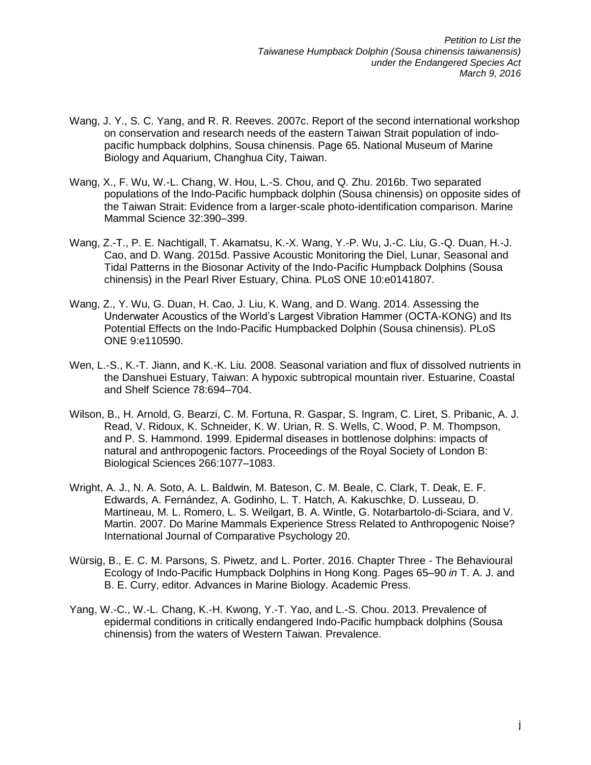Wang, J. Y., S. C. Yang, and R. R. Reeves. 2007c. Report of the second international workshop on conservation and research needs of the eastern Taiwan Strait population of indo-pacific humpback dolphins, Sousa chinensis. Page 65. National Museum of Marine Biology and Aquarium, Changhua City, Taiwan.

Wang, X., F. Wu, W.-L. Chang, W. Hou, L.-S. Chou, and Q. Zhu. 2016b. Two separated populations of the Indo-Pacific humpback dolphin (Sousa chinensis) on opposite sides of the Taiwan Strait: Evidence from a larger-scale photo-identification comparison. Marine Mammal Science 32:390–399.

Wang, Z.-T., P. E. Nachtigall, T. Akamatsu, K.-X. Wang, Y.-P. Wu, J.-C. Liu, G.-Q. Duan, H.-J. Cao, and D. Wang. 2015d. Passive Acoustic Monitoring the Diel, Lunar, Seasonal and Tidal Patterns in the Biosonar Activity of the Indo-Pacific Humpback Dolphins (Sousa chinensis) in the Pearl River Estuary, China. PLoS ONE 10:e0141807.

Wang, Z., Y. Wu, G. Duan, H. Cao, J. Liu, K. Wang, and D. Wang. 2014. Assessing the Underwater Acoustics of the World's Largest Vibration Hammer (OCTA-KONG) and Its Potential Effects on the Indo-Pacific Humpbacked Dolphin (Sousa chinensis). PLoS ONE 9:e110590.

Wen, L.-S., K.-T. Jiann, and K.-K. Liu. 2008. Seasonal variation and flux of dissolved nutrients in the Danshuei Estuary, Taiwan: A hypoxic subtropical mountain river. Estuarine, Coastal and Shelf Science 78:694–704.

Wilson, B., H. Arnold, G. Bearzi, C. M. Fortuna, R. Gaspar, S. Ingram, C. Liret, S. Pribanic, A. J. Read, V. Ridoux, K. Schneider, K. W. Urian, R. S. Wells, C. Wood, P. M. Thompson, and P. S. Hammond. 1999. Epidermal diseases in bottlenose dolphins: impacts of natural and anthropogenic factors. Proceedings of the Royal Society of London B: Biological Sciences 266:1077–1083.

Wright, A. J., N. A. Soto, A. L. Baldwin, M. Bateson, C. M. Beale, C. Clark, T. Deak, E. F. Edwards, A. Fernández, A. Godinho, L. T. Hatch, A. Kakuschke, D. Lusseau, D. Martineau, M. L. Romero, L. S. Weilgart, B. A. Wintle, G. Notarbartolo-di-Sciara, and V. Martin. 2007. Do Marine Mammals Experience Stress Related to Anthropogenic Noise? International Journal of Comparative Psychology 20.

Würsig, B., E. C. M. Parsons, S. Piwetz, and L. Porter. 2016. Chapter Three - The Behavioural Ecology of Indo-Pacific Humpback Dolphins in Hong Kong. Pages 65–90 *in* T. A. J. and B. E. Curry, editor. Advances in Marine Biology. Academic Press.

Yang, W.-C., W.-L. Chang, K.-H. Kwong, Y.-T. Yao, and L.-S. Chou. 2013. Prevalence of epidermal conditions in critically endangered Indo-Pacific humpback dolphins (Sousa chinensis) from the waters of Western Taiwan. Prevalence.